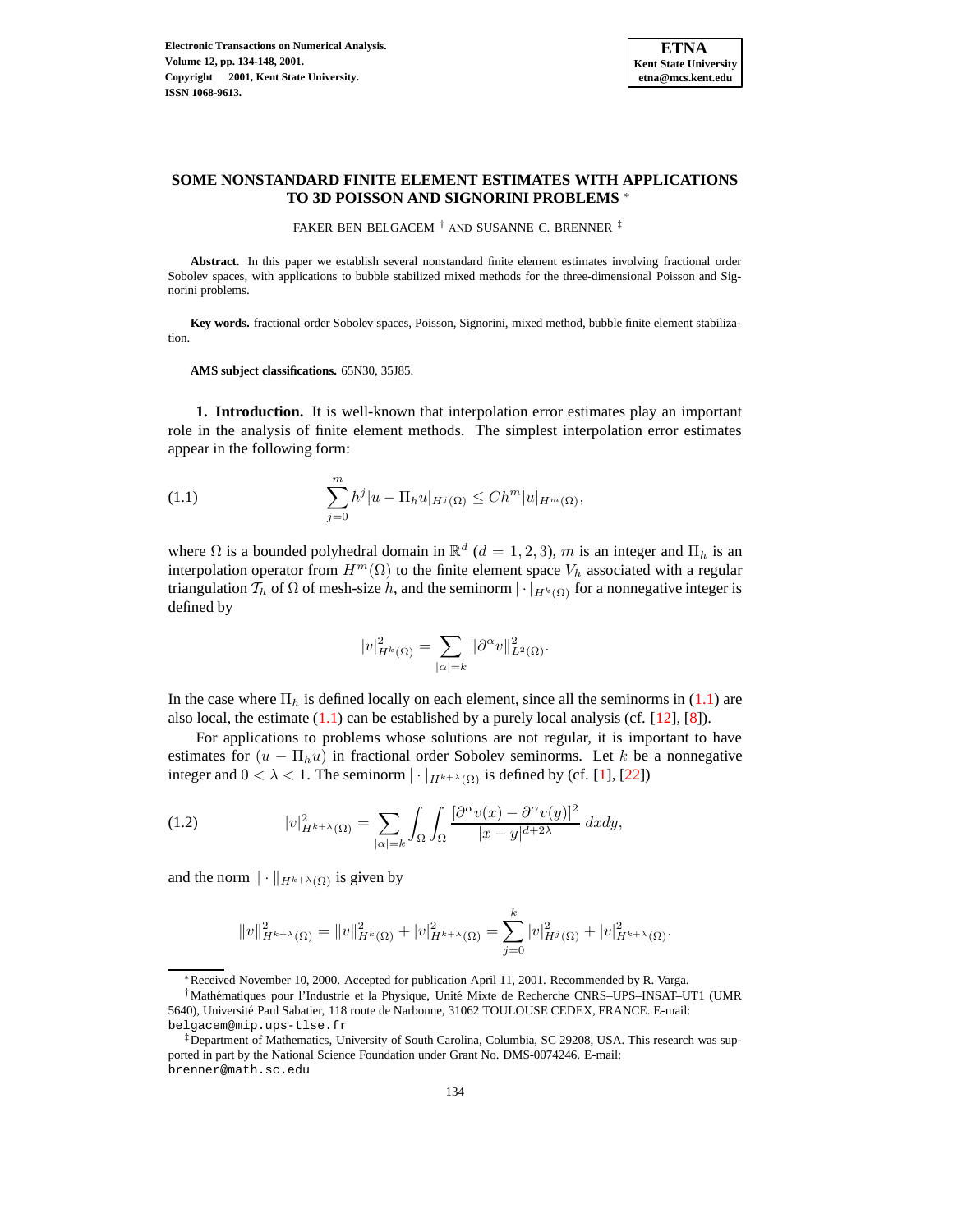# SOME NONSTANDARD FINITE ELEMENT ESTIMATES WITH APPLICATIONS TO 3D POISSON AND SIGNORINI PROBLEMS *

FAKER BEN BELGACEM † AND SUSANNE C. BRENNER ‡

**Abstract.** In this paper we establish several nonstandard finite element estimates involving fractional order Sobolev spaces, with applications to bubble stabilized mixed methods for the three-dimensional Poisson and Signorini problems.

**Key words.** fractional order Sobolev spaces, Poisson, Signorini, mixed method, bubble finite element stabilization.

**AMS subject classifications.** 65N30, 35J85.

**1. Introduction.** It is well-known that interpolation error estimates play an important role in the analysis of finite element methods. The simplest interpolation error estimates appear in the following form:

$$\sum_{j=0}^{m} h^j |u - \Pi_h u|_{H^j(\Omega)} \leq C h^m |u|_{H^m(\Omega)}, \tag{1.1}$$

where $\Omega$ is a bounded polyhedral domain in $\mathbb{R}^d$ ($d = 1, 2, 3$), $m$ is an integer and $\Pi_h$ is an interpolation operator from $H^m(\Omega)$ to the finite element space $V_h$ associated with a regular triangulation $\mathcal{T}_h$ of $\Omega$ of mesh-size $h$, and the seminorm $|\cdot|_{H^k(\Omega)}$ for a nonnegative integer is defined by

$$|v|^2_{H^k(\Omega)} = \sum_{|\alpha|=k} \|\partial^\alpha v\|^2_{L^2(\Omega)}.$$

In the case where $\Pi_h$ is defined locally on each element, since all the seminorms in (1.1) are also local, the estimate (1.1) can be established by a purely local analysis (cf. [12], [8]).

For applications to problems whose solutions are not regular, it is important to have estimates for $(u - \Pi_h u)$ in fractional order Sobolev seminorms. Let $k$ be a nonnegative integer and $0 < \lambda < 1$. The seminorm $|\cdot|_{H^{k+\lambda}(\Omega)}$ is defined by (cf. [1], [22])

$$|v|^2_{H^{k+\lambda}(\Omega)} = \sum_{|\alpha|=k} \int_\Omega \int_\Omega \frac{[\partial^\alpha v(x) - \partial^\alpha v(y)]^2}{|x-y|^{d+2\lambda}} \, dx dy, \tag{1.2}$$

and the norm $\|\cdot\|_{H^{k+\lambda}(\Omega)}$ is given by

$$\|v\|^2_{H^{k+\lambda}(\Omega)} = \|v\|^2_{H^k(\Omega)} + |v|^2_{H^{k+\lambda}(\Omega)} = \sum_{j=0}^{k} |v|^2_{H^j(\Omega)} + |v|^2_{H^{k+\lambda}(\Omega)}.$$

*Received November 10, 2000. Accepted for publication April 11, 2001. Recommended by R. Varga.

†Mathématiques pour l'Industrie et la Physique, Unité Mixte de Recherche CNRS–UPS–INSAT–UT1 (UMR 5640), Université Paul Sabatier, 118 route de Narbonne, 31062 TOULOUSE CEDEX, FRANCE. E-mail: belgacem@mip.ups-tlse.fr

‡Department of Mathematics, University of South Carolina, Columbia, SC 29208, USA. This research was supported in part by the National Science Foundation under Grant No. DMS-0074246. E-mail: brenner@math.sc.edu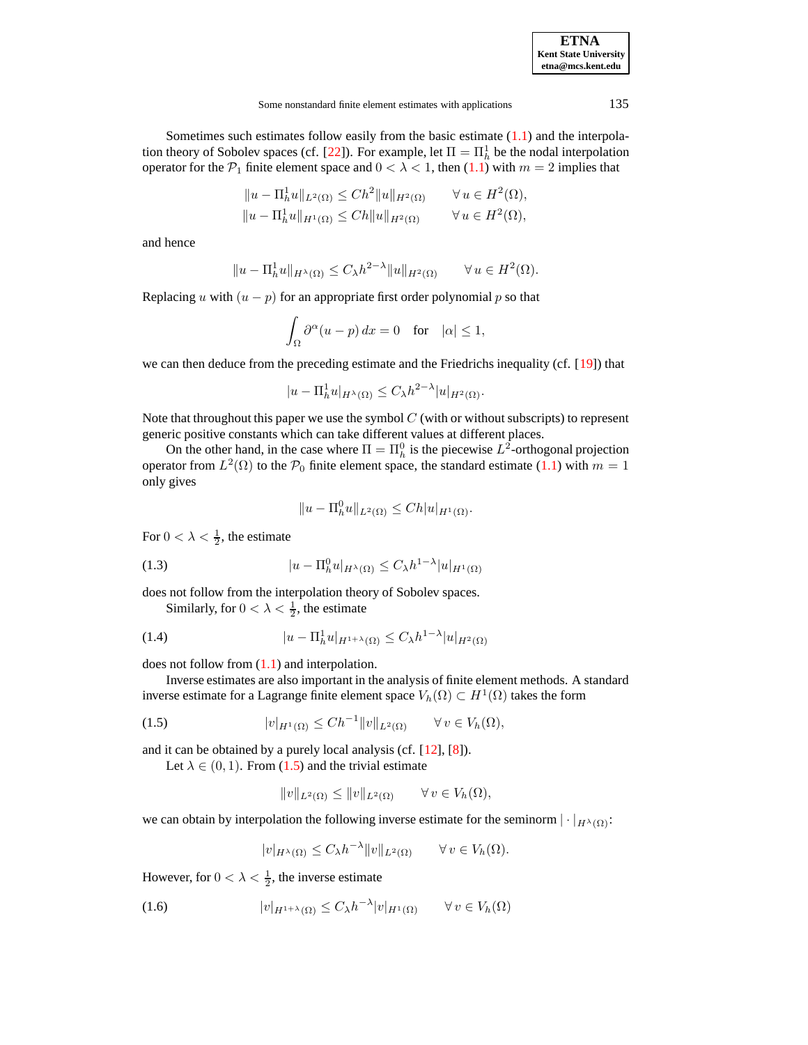Sometimes such estimates follow easily from the basic estimate (1.1) and the interpolation theory of Sobolev spaces (cf. [22]). For example, let $\Pi = \Pi_h^1$ be the nodal interpolation operator for the $\mathcal{P}_1$ finite element space and $0 < \lambda < 1$, then (1.1) with $m = 2$ implies that

$$
\begin{aligned}
\|u - \Pi_h^1 u\|_{L^2(\Omega)} &\leq Ch^2 \|u\|_{H^2(\Omega)} \qquad \forall\, u \in H^2(\Omega),\\
\|u - \Pi_h^1 u\|_{H^1(\Omega)} &\leq Ch \|u\|_{H^2(\Omega)} \qquad \forall\, u \in H^2(\Omega),
\end{aligned}
$$

and hence

$$
\|u - \Pi_h^1 u\|_{H^\lambda(\Omega)} \leq C_\lambda h^{2-\lambda} \|u\|_{H^2(\Omega)} \qquad \forall\, u \in H^2(\Omega).
$$

Replacing $u$ with $(u - p)$ for an appropriate first order polynomial $p$ so that

$$
\int_\Omega \partial^\alpha (u - p)\, dx = 0 \quad \text{for} \quad |\alpha| \leq 1,
$$

we can then deduce from the preceding estimate and the Friedrichs inequality (cf. [19]) that

$$
|u - \Pi_h^1 u|_{H^\lambda(\Omega)} \leq C_\lambda h^{2-\lambda} |u|_{H^2(\Omega)}.
$$

Note that throughout this paper we use the symbol $C$ (with or without subscripts) to represent generic positive constants which can take different values at different places.

On the other hand, in the case where $\Pi = \Pi_h^0$ is the piecewise $L^2$-orthogonal projection operator from $L^2(\Omega)$ to the $\mathcal{P}_0$ finite element space, the standard estimate (1.1) with $m = 1$ only gives

$$
\|u - \Pi_h^0 u\|_{L^2(\Omega)} \leq Ch |u|_{H^1(\Omega)}.
$$

For $0 < \lambda < \frac{1}{2}$, the estimate

$$
|u - \Pi_h^0 u|_{H^\lambda(\Omega)} \leq C_\lambda h^{1-\lambda} |u|_{H^1(\Omega)} \tag{1.3}
$$

does not follow from the interpolation theory of Sobolev spaces.

Similarly, for $0 < \lambda < \frac{1}{2}$, the estimate

$$
|u - \Pi_h^1 u|_{H^{1+\lambda}(\Omega)} \leq C_\lambda h^{1-\lambda} |u|_{H^2(\Omega)} \tag{1.4}
$$

does not follow from (1.1) and interpolation.

Inverse estimates are also important in the analysis of finite element methods. A standard inverse estimate for a Lagrange finite element space $V_h(\Omega) \subset H^1(\Omega)$ takes the form

$$
|v|_{H^1(\Omega)} \leq Ch^{-1} \|v\|_{L^2(\Omega)} \qquad \forall\, v \in V_h(\Omega), \tag{1.5}
$$

and it can be obtained by a purely local analysis (cf. [12], [8]).

Let $\lambda \in (0, 1)$. From (1.5) and the trivial estimate

$$
\|v\|_{L^2(\Omega)} \leq \|v\|_{L^2(\Omega)} \qquad \forall\, v \in V_h(\Omega),
$$

we can obtain by interpolation the following inverse estimate for the seminorm $|\cdot|_{H^\lambda(\Omega)}$:

$$
|v|_{H^\lambda(\Omega)} \leq C_\lambda h^{-\lambda} \|v\|_{L^2(\Omega)} \qquad \forall\, v \in V_h(\Omega).
$$

However, for $0 < \lambda < \frac{1}{2}$, the inverse estimate

$$
|v|_{H^{1+\lambda}(\Omega)} \leq C_\lambda h^{-\lambda} |v|_{H^1(\Omega)} \qquad \forall\, v \in V_h(\Omega) \tag{1.6}
$$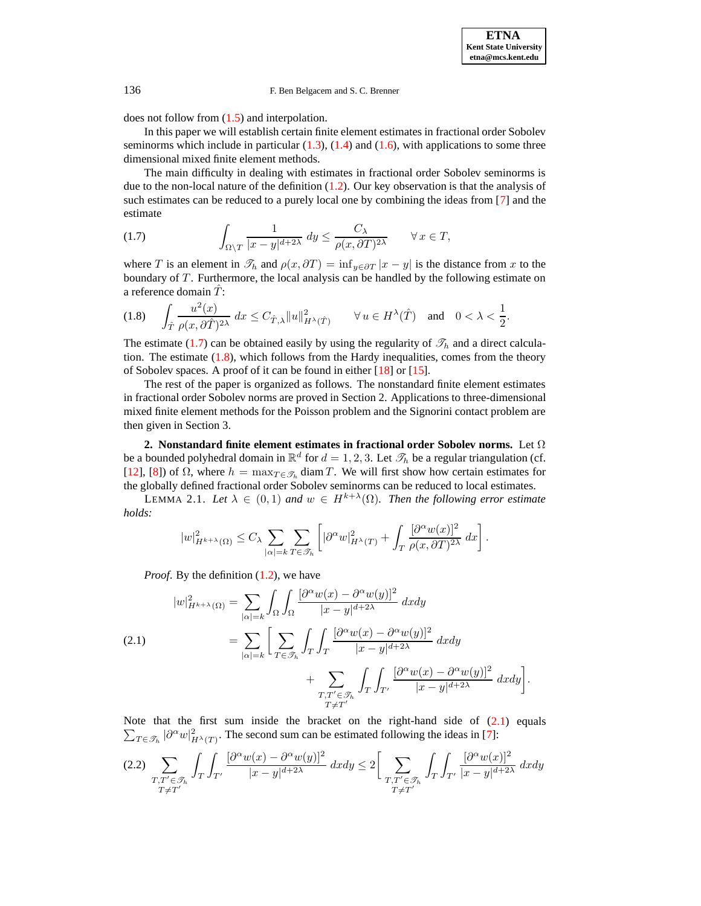does not follow from (1.5) and interpolation.

In this paper we will establish certain finite element estimates in fractional order Sobolev seminorms which include in particular (1.3), (1.4) and (1.6), with applications to some three dimensional mixed finite element methods.

The main difficulty in dealing with estimates in fractional order Sobolev seminorms is due to the non-local nature of the definition (1.2). Our key observation is that the analysis of such estimates can be reduced to a purely local one by combining the ideas from [7] and the estimate

$$
\int_{\Omega\setminus T} \frac{1}{|x-y|^{d+2\lambda}}\, dy \le \frac{C_\lambda}{\rho(x,\partial T)^{2\lambda}} \qquad \forall\, x \in T, \tag{1.7}
$$

where $T$ is an element in $\mathscr{T}_h$ and $\rho(x, \partial T) = \inf_{y\in\partial T} |x - y|$ is the distance from $x$ to the boundary of $T$. Furthermore, the local analysis can be handled by the following estimate on a reference domain $\hat{T}$:

$$
\int_{\hat{T}} \frac{u^2(x)}{\rho(x,\partial\hat{T})^{2\lambda}}\, dx \le C_{\hat{T},\lambda} \|u\|^2_{H^\lambda(\hat{T})} \qquad \forall\, u \in H^\lambda(\hat{T}) \quad \text{and} \quad 0 < \lambda < \frac{1}{2}. \tag{1.8}
$$

The estimate (1.7) can be obtained easily by using the regularity of $\mathscr{T}_h$ and a direct calculation. The estimate (1.8), which follows from the Hardy inequalities, comes from the theory of Sobolev spaces. A proof of it can be found in either [18] or [15].

The rest of the paper is organized as follows. The nonstandard finite element estimates in fractional order Sobolev norms are proved in Section 2. Applications to three-dimensional mixed finite element methods for the Poisson problem and the Signorini contact problem are then given in Section 3.

**2. Nonstandard finite element estimates in fractional order Sobolev norms.** Let $\Omega$ be a bounded polyhedral domain in $\mathbb{R}^d$ for $d = 1, 2, 3$. Let $\mathscr{T}_h$ be a regular triangulation (cf. [12], [8]) of $\Omega$, where $h = \max_{T\in\mathscr{T}_h} \operatorname{diam} T$. We will first show how certain estimates for the globally defined fractional order Sobolev seminorms can be reduced to local estimates.

LEMMA 2.1. *Let $\lambda \in (0, 1)$ and $w \in H^{k+\lambda}(\Omega)$. Then the following error estimate holds:*

$$
|w|^2_{H^{k+\lambda}(\Omega)} \le C_\lambda \sum_{|\alpha|=k} \sum_{T\in\mathscr{T}_h} \left[ |\partial^\alpha w|^2_{H^\lambda(T)} + \int_T \frac{[\partial^\alpha w(x)]^2}{\rho(x,\partial T)^{2\lambda}}\, dx \right].
$$

*Proof.* By the definition (1.2), we have

$$
\begin{aligned}
|w|^2_{H^{k+\lambda}(\Omega)} &= \sum_{|\alpha|=k} \int_\Omega \int_\Omega \frac{[\partial^\alpha w(x) - \partial^\alpha w(y)]^2}{|x-y|^{d+2\lambda}}\, dxdy \\
&= \sum_{|\alpha|=k} \Bigg[ \sum_{T\in\mathscr{T}_h} \int_T \int_T \frac{[\partial^\alpha w(x) - \partial^\alpha w(y)]^2}{|x-y|^{d+2\lambda}}\, dxdy \\
&\qquad + \sum_{\substack{T,T'\in\mathscr{T}_h \\ T\neq T'}} \int_T \int_{T'} \frac{[\partial^\alpha w(x) - \partial^\alpha w(y)]^2}{|x-y|^{d+2\lambda}}\, dxdy \Bigg].
\end{aligned} \tag{2.1}
$$

Note that the first sum inside the bracket on the right-hand side of (2.1) equals $\sum_{T\in\mathscr{T}_h} |\partial^\alpha w|^2_{H^\lambda(T)}$. The second sum can be estimated following the ideas in [7]:

$$
\sum_{\substack{T,T'\in\mathscr{T}_h \\ T\neq T'}} \int_T \int_{T'} \frac{[\partial^\alpha w(x) - \partial^\alpha w(y)]^2}{|x-y|^{d+2\lambda}}\, dxdy \le 2 \Bigg[ \sum_{\substack{T,T'\in\mathscr{T}_h \\ T\neq T'}} \int_T \int_{T'} \frac{[\partial^\alpha w(x)]^2}{|x-y|^{d+2\lambda}}\, dxdy \tag{2.2}
$$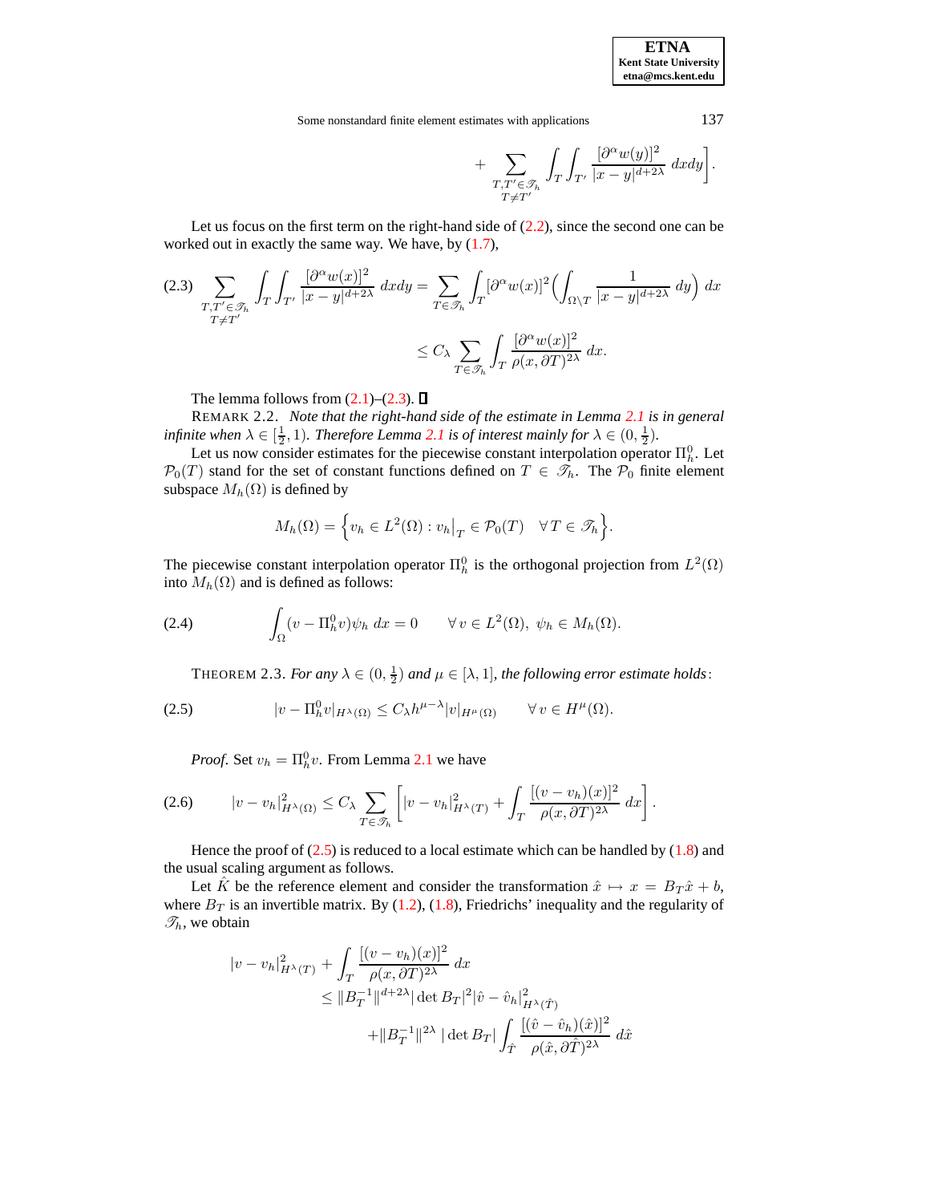$$
+ \sum_{\substack{T,T' \in \mathscr{T}_h \\ T \neq T'}} \int_T \int_{T'} \frac{[\partial^\alpha w(y)]^2}{|x-y|^{d+2\lambda}} \, dxdy \Bigg].
$$

Let us focus on the first term on the right-hand side of (2.2), since the second one can be worked out in exactly the same way. We have, by (1.7),

$$
\begin{aligned}
(2.3) \quad \sum_{\substack{T,T' \in \mathscr{T}_h \\ T \neq T'}} \int_T \int_{T'} \frac{[\partial^\alpha w(x)]^2}{|x-y|^{d+2\lambda}} \, dxdy &= \sum_{T \in \mathscr{T}_h} \int_T [\partial^\alpha w(x)]^2 \Big( \int_{\Omega \setminus T} \frac{1}{|x-y|^{d+2\lambda}} \, dy \Big) \, dx \\
&\leq C_\lambda \sum_{T \in \mathscr{T}_h} \int_T \frac{[\partial^\alpha w(x)]^2}{\rho(x, \partial T)^{2\lambda}} \, dx.
\end{aligned}
$$

The lemma follows from (2.1)–(2.3). ∎

REMARK 2.2. *Note that the right-hand side of the estimate in Lemma 2.1 is in general infinite when $\lambda \in [\frac{1}{2}, 1)$. Therefore Lemma 2.1 is of interest mainly for $\lambda \in (0, \frac{1}{2})$.*

Let us now consider estimates for the piecewise constant interpolation operator $\Pi_h^0$. Let $\mathcal{P}_0(T)$ stand for the set of constant functions defined on $T \in \mathscr{T}_h$. The $\mathcal{P}_0$ finite element subspace $M_h(\Omega)$ is defined by

$$
M_h(\Omega) = \Big\{ v_h \in L^2(\Omega) : v_h\big|_T \in \mathcal{P}_0(T) \quad \forall \, T \in \mathscr{T}_h \Big\}.
$$

The piecewise constant interpolation operator $\Pi_h^0$ is the orthogonal projection from $L^2(\Omega)$ into $M_h(\Omega)$ and is defined as follows:

$$
(2.4) \qquad \int_\Omega (v - \Pi_h^0 v) \psi_h \, dx = 0 \qquad \forall \, v \in L^2(\Omega), \ \psi_h \in M_h(\Omega).
$$

THEOREM 2.3. *For any $\lambda \in (0, \frac{1}{2})$ and $\mu \in [\lambda, 1]$, the following error estimate holds*:

$$
(2.5) \qquad |v - \Pi_h^0 v|_{H^\lambda(\Omega)} \leq C_\lambda h^{\mu-\lambda} |v|_{H^\mu(\Omega)} \qquad \forall \, v \in H^\mu(\Omega).
$$

*Proof.* Set $v_h = \Pi_h^0 v$. From Lemma 2.1 we have

$$
(2.6) \qquad |v - v_h|^2_{H^\lambda(\Omega)} \leq C_\lambda \sum_{T \in \mathscr{T}_h} \left[ |v - v_h|^2_{H^\lambda(T)} + \int_T \frac{[(v - v_h)(x)]^2}{\rho(x, \partial T)^{2\lambda}} \, dx \right].
$$

Hence the proof of (2.5) is reduced to a local estimate which can be handled by (1.8) and the usual scaling argument as follows.

Let $\hat{K}$ be the reference element and consider the transformation $\hat{x} \mapsto x = B_T \hat{x} + b$, where $B_T$ is an invertible matrix. By (1.2), (1.8), Friedrichs' inequality and the regularity of $\mathscr{T}_h$, we obtain

$$
\begin{aligned}
|v - v_h|^2_{H^\lambda(T)} &+ \int_T \frac{[(v - v_h)(x)]^2}{\rho(x, \partial T)^{2\lambda}} \, dx \\
&\leq \|B_T^{-1}\|^{d+2\lambda} |\det B_T|^2 |\hat{v} - \hat{v}_h|^2_{H^\lambda(\hat{T})} \\
&\quad + \|B_T^{-1}\|^{2\lambda} \, |\det B_T| \int_{\hat{T}} \frac{[(\hat{v} - \hat{v}_h)(\hat{x})]^2}{\rho(\hat{x}, \partial \hat{T})^{2\lambda}} \, d\hat{x}
\end{aligned}
$$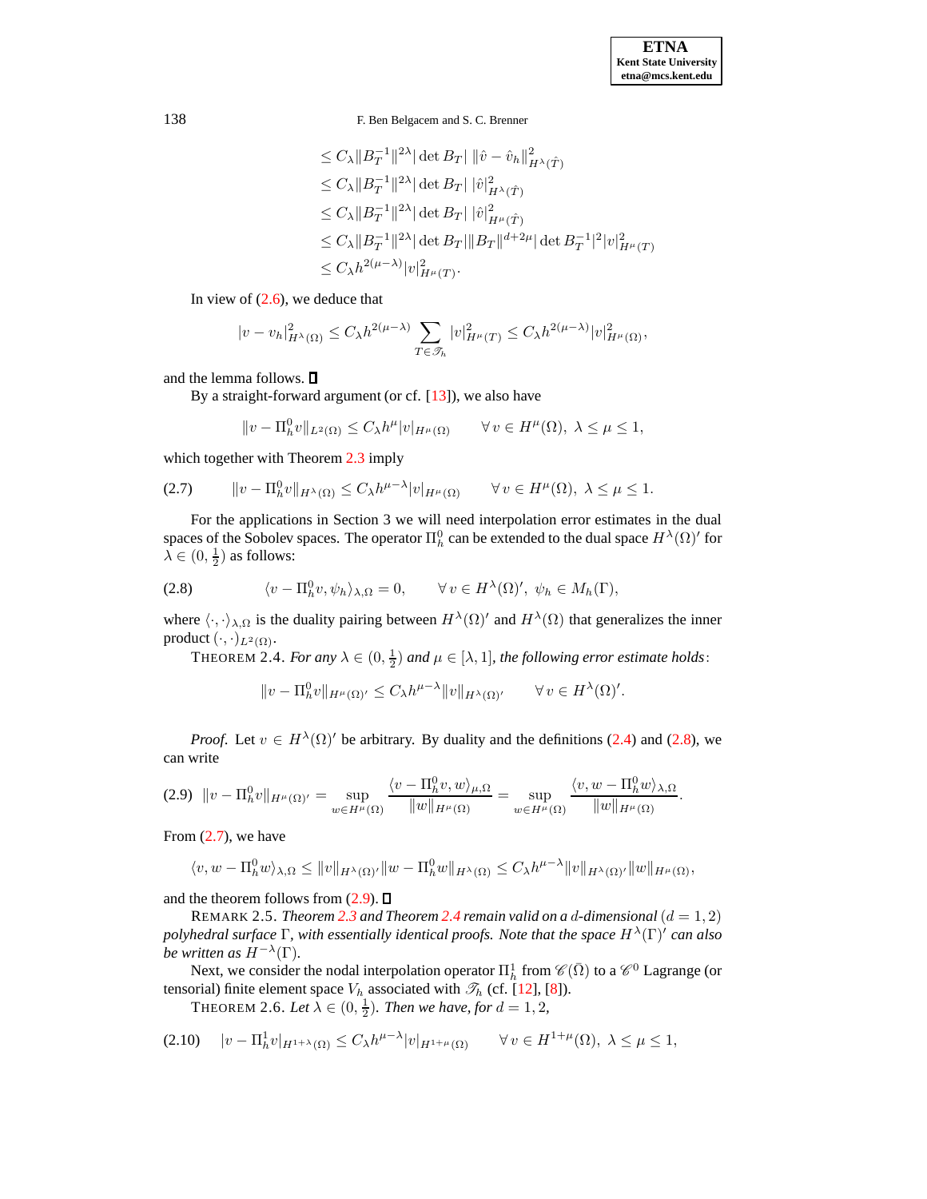$$
\begin{aligned}
&\leq C_\lambda \|B_T^{-1}\|^{2\lambda} |\det B_T| \, \|\hat{v} - \hat{v}_h\|^2_{H^\lambda(\hat{T})} \\
&\leq C_\lambda \|B_T^{-1}\|^{2\lambda} |\det B_T| \, |\hat{v}|^2_{H^\lambda(\hat{T})} \\
&\leq C_\lambda \|B_T^{-1}\|^{2\lambda} |\det B_T| \, |\hat{v}|^2_{H^\mu(\hat{T})} \\
&\leq C_\lambda \|B_T^{-1}\|^{2\lambda} |\det B_T| \|B_T\|^{d+2\mu} |\det B_T^{-1}|^2 |v|^2_{H^\mu(T)} \\
&\leq C_\lambda h^{2(\mu-\lambda)} |v|^2_{H^\mu(T)}.
\end{aligned}
$$

In view of (2.6), we deduce that

$$
|v - v_h|^2_{H^\lambda(\Omega)} \leq C_\lambda h^{2(\mu-\lambda)} \sum_{T \in \mathscr{T}_h} |v|^2_{H^\mu(T)} \leq C_\lambda h^{2(\mu-\lambda)} |v|^2_{H^\mu(\Omega)},
$$

and the lemma follows. ∎

By a straight-forward argument (or cf. [13]), we also have

$$
\|v - \Pi_h^0 v\|_{L^2(\Omega)} \leq C_\lambda h^\mu |v|_{H^\mu(\Omega)} \qquad \forall \, v \in H^\mu(\Omega), \; \lambda \leq \mu \leq 1,
$$

which together with Theorem 2.3 imply

$$
\|v - \Pi_h^0 v\|_{H^\lambda(\Omega)} \leq C_\lambda h^{\mu-\lambda} |v|_{H^\mu(\Omega)} \qquad \forall \, v \in H^\mu(\Omega), \; \lambda \leq \mu \leq 1. \tag{2.7}
$$

For the applications in Section 3 we will need interpolation error estimates in the dual spaces of the Sobolev spaces. The operator $\Pi_h^0$ can be extended to the dual space $H^\lambda(\Omega)'$ for $\lambda \in (0, \frac{1}{2})$ as follows:

$$
\langle v - \Pi_h^0 v, \psi_h \rangle_{\lambda,\Omega} = 0, \qquad \forall \, v \in H^\lambda(\Omega)', \; \psi_h \in M_h(\Gamma), \tag{2.8}
$$

where $\langle \cdot, \cdot \rangle_{\lambda,\Omega}$ is the duality pairing between $H^\lambda(\Omega)'$ and $H^\lambda(\Omega)$ that generalizes the inner product $(\cdot, \cdot)_{L^2(\Omega)}$.

THEOREM 2.4. *For any $\lambda \in (0, \frac{1}{2})$ and $\mu \in [\lambda, 1]$, the following error estimate holds*:

$$
\|v - \Pi_h^0 v\|_{H^\mu(\Omega)'} \leq C_\lambda h^{\mu-\lambda} \|v\|_{H^\lambda(\Omega)'} \qquad \forall \, v \in H^\lambda(\Omega)'.
$$

*Proof.* Let $v \in H^\lambda(\Omega)'$ be arbitrary. By duality and the definitions (2.4) and (2.8), we can write

$$
\|v - \Pi_h^0 v\|_{H^\mu(\Omega)'} = \sup_{w \in H^\mu(\Omega)} \frac{\langle v - \Pi_h^0 v, w \rangle_{\mu,\Omega}}{\|w\|_{H^\mu(\Omega)}} = \sup_{w \in H^\mu(\Omega)} \frac{\langle v, w - \Pi_h^0 w \rangle_{\lambda,\Omega}}{\|w\|_{H^\mu(\Omega)}}. \tag{2.9}
$$

From (2.7), we have

$$
\langle v, w - \Pi_h^0 w \rangle_{\lambda,\Omega} \leq \|v\|_{H^\lambda(\Omega)'} \|w - \Pi_h^0 w\|_{H^\lambda(\Omega)} \leq C_\lambda h^{\mu-\lambda} \|v\|_{H^\lambda(\Omega)'} \|w\|_{H^\mu(\Omega)},
$$

and the theorem follows from (2.9). ∎

REMARK 2.5. *Theorem 2.3 and Theorem 2.4 remain valid on a $d$-dimensional $(d = 1, 2)$ polyhedral surface $\Gamma$, with essentially identical proofs. Note that the space $H^\lambda(\Gamma)'$ can also be written as $H^{-\lambda}(\Gamma)$.*

Next, we consider the nodal interpolation operator $\Pi_h^1$ from $\mathscr{C}(\bar{\Omega})$ to a $\mathscr{C}^0$ Lagrange (or tensorial) finite element space $V_h$ associated with $\mathscr{T}_h$ (cf. [12], [8]).

THEOREM 2.6. *Let $\lambda \in (0, \frac{1}{2})$. Then we have, for $d = 1, 2$,*

$$
|v - \Pi_h^1 v|_{H^{1+\lambda}(\Omega)} \leq C_\lambda h^{\mu-\lambda} |v|_{H^{1+\mu}(\Omega)} \qquad \forall \, v \in H^{1+\mu}(\Omega), \; \lambda \leq \mu \leq 1, \tag{2.10}
$$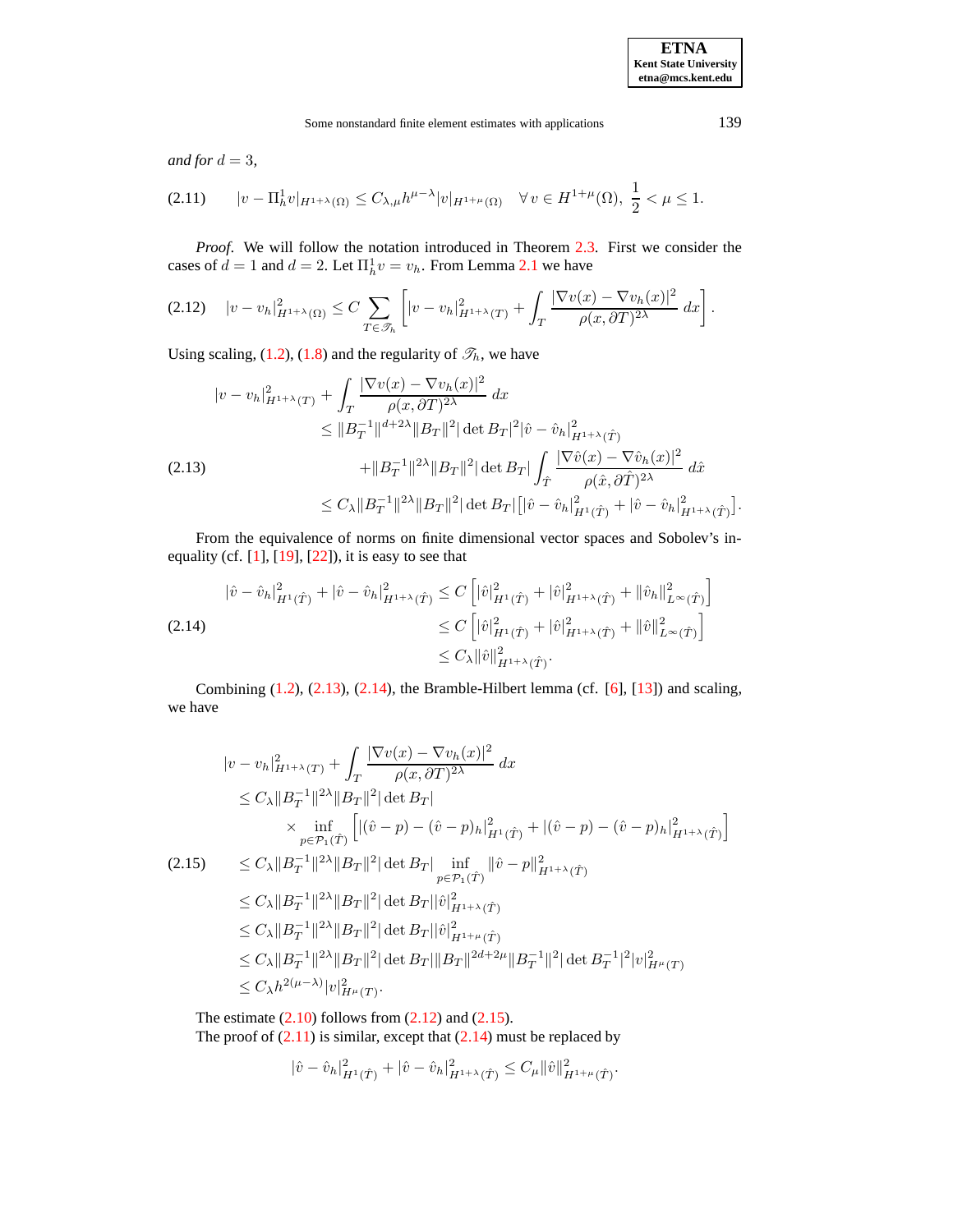*and for* $d = 3$,

$$
|v - \Pi_h^1 v|_{H^{1+\lambda}(\Omega)} \leq C_{\lambda,\mu} h^{\mu-\lambda} |v|_{H^{1+\mu}(\Omega)} \quad \forall\, v \in H^{1+\mu}(\Omega),\ \frac{1}{2} < \mu \leq 1. \tag{2.11}
$$

*Proof*. We will follow the notation introduced in Theorem 2.3. First we consider the cases of $d = 1$ and $d = 2$. Let $\Pi_h^1 v = v_h$. From Lemma 2.1 we have

$$
|v - v_h|_{H^{1+\lambda}(\Omega)}^2 \leq C \sum_{T \in \mathscr{T}_h} \left[ |v - v_h|_{H^{1+\lambda}(T)}^2 + \int_T \frac{|\nabla v(x) - \nabla v_h(x)|^2}{\rho(x, \partial T)^{2\lambda}}\, dx \right]. \tag{2.12}
$$

Using scaling, (1.2), (1.8) and the regularity of $\mathscr{T}_h$, we have

$$
\begin{aligned}
|v - v_h|_{H^{1+\lambda}(T)}^2 &+ \int_T \frac{|\nabla v(x) - \nabla v_h(x)|^2}{\rho(x, \partial T)^{2\lambda}}\, dx \\
&\leq \|B_T^{-1}\|^{d+2\lambda} \|B_T\|^2 |\det B_T|^2 |\hat{v} - \hat{v}_h|_{H^{1+\lambda}(\hat{T})}^2 \\
&\quad + \|B_T^{-1}\|^{2\lambda} \|B_T\|^2 |\det B_T| \int_{\hat{T}} \frac{|\nabla \hat{v}(x) - \nabla \hat{v}_h(x)|^2}{\rho(\hat{x}, \partial \hat{T})^{2\lambda}}\, d\hat{x} \\
&\leq C_\lambda \|B_T^{-1}\|^{2\lambda} \|B_T\|^2 |\det B_T| \big[ |\hat{v} - \hat{v}_h|_{H^1(\hat{T})}^2 + |\hat{v} - \hat{v}_h|_{H^{1+\lambda}(\hat{T})}^2 \big].
\end{aligned} \tag{2.13}
$$

From the equivalence of norms on finite dimensional vector spaces and Sobolev's inequality (cf. [1], [19], [22]), it is easy to see that

$$
\begin{aligned}
|\hat{v} - \hat{v}_h|_{H^1(\hat{T})}^2 + |\hat{v} - \hat{v}_h|_{H^{1+\lambda}(\hat{T})}^2 &\leq C \left[ |\hat{v}|_{H^1(\hat{T})}^2 + |\hat{v}|_{H^{1+\lambda}(\hat{T})}^2 + \|\hat{v}_h\|_{L^\infty(\hat{T})}^2 \right] \\
&\leq C \left[ |\hat{v}|_{H^1(\hat{T})}^2 + |\hat{v}|_{H^{1+\lambda}(\hat{T})}^2 + \|\hat{v}\|_{L^\infty(\hat{T})}^2 \right] \\
&\leq C_\lambda \|\hat{v}\|_{H^{1+\lambda}(\hat{T})}^2.
\end{aligned} \tag{2.14}
$$

Combining (1.2), (2.13), (2.14), the Bramble-Hilbert lemma (cf. [6], [13]) and scaling, we have

$$
\begin{aligned}
|v - v_h|_{H^{1+\lambda}(T)}^2 &+ \int_T \frac{|\nabla v(x) - \nabla v_h(x)|^2}{\rho(x, \partial T)^{2\lambda}}\, dx \\
&\leq C_\lambda \|B_T^{-1}\|^{2\lambda} \|B_T\|^2 |\det B_T| \\
&\quad \times \inf_{p \in \mathcal{P}_1(\hat{T})} \left[ |(\hat{v} - p) - (\hat{v} - p)_h|_{H^1(\hat{T})}^2 + |(\hat{v} - p) - (\hat{v} - p)_h|_{H^{1+\lambda}(\hat{T})}^2 \right] \\
&\leq C_\lambda \|B_T^{-1}\|^{2\lambda} \|B_T\|^2 |\det B_T| \inf_{p \in \mathcal{P}_1(\hat{T})} \|\hat{v} - p\|_{H^{1+\lambda}(\hat{T})}^2 \\
&\leq C_\lambda \|B_T^{-1}\|^{2\lambda} \|B_T\|^2 |\det B_T| |\hat{v}|_{H^{1+\lambda}(\hat{T})}^2 \\
&\leq C_\lambda \|B_T^{-1}\|^{2\lambda} \|B_T\|^2 |\det B_T| |\hat{v}|_{H^{1+\mu}(\hat{T})}^2 \\
&\leq C_\lambda \|B_T^{-1}\|^{2\lambda} \|B_T\|^2 |\det B_T| \|B_T\|^{2d+2\mu} \|B_T^{-1}\|^2 |\det B_T^{-1}|^2 |v|_{H^\mu(T)}^2 \\
&\leq C_\lambda h^{2(\mu-\lambda)} |v|_{H^\mu(T)}^2.
\end{aligned} \tag{2.15}
$$

The estimate (2.10) follows from (2.12) and (2.15).

The proof of (2.11) is similar, except that (2.14) must be replaced by

$$
|\hat{v} - \hat{v}_h|_{H^1(\hat{T})}^2 + |\hat{v} - \hat{v}_h|_{H^{1+\lambda}(\hat{T})}^2 \leq C_\mu \|\hat{v}\|_{H^{1+\mu}(\hat{T})}^2.
$$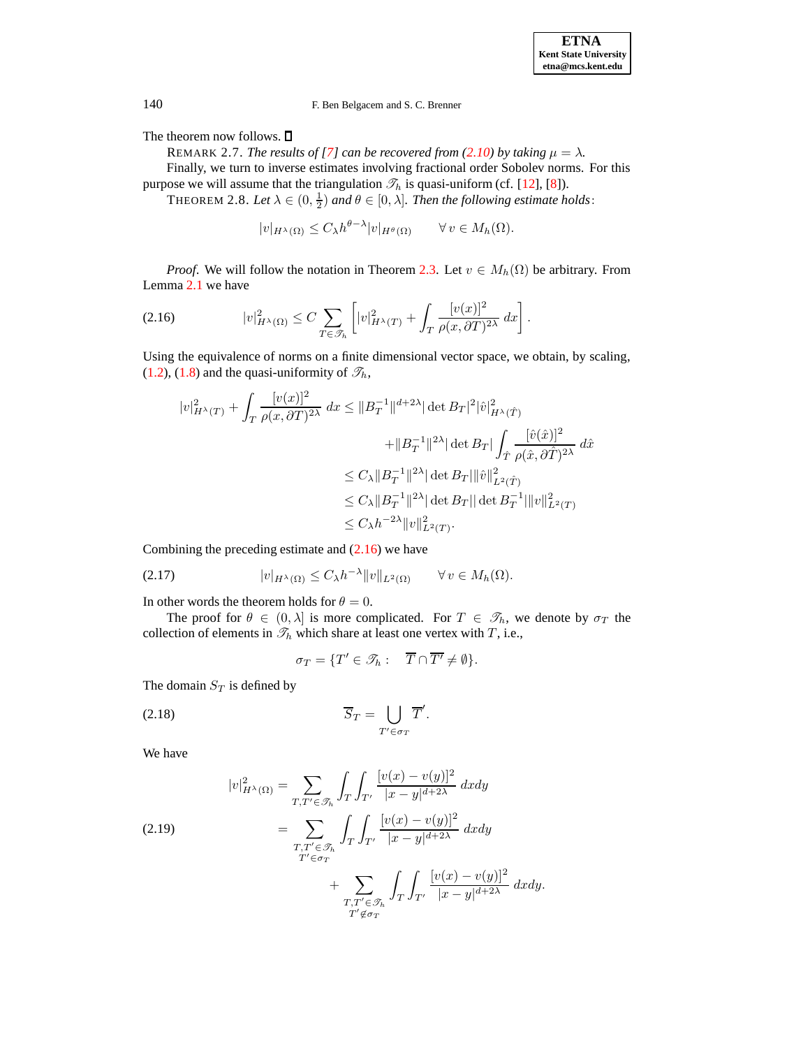The theorem now follows. ∎

REMARK 2.7. *The results of [7] can be recovered from (2.10) by taking $\mu = \lambda$.*

Finally, we turn to inverse estimates involving fractional order Sobolev norms. For this purpose we will assume that the triangulation $\mathscr{T}_h$ is quasi-uniform (cf. [12], [8]).

THEOREM 2.8. *Let $\lambda \in (0, \frac{1}{2})$ and $\theta \in [0, \lambda]$. Then the following estimate holds:*

$$|v|_{H^\lambda(\Omega)} \leq C_\lambda h^{\theta-\lambda} |v|_{H^\theta(\Omega)} \qquad \forall\, v \in M_h(\Omega).$$

*Proof.* We will follow the notation in Theorem 2.3. Let $v \in M_h(\Omega)$ be arbitrary. From Lemma 2.1 we have

$$|v|^2_{H^\lambda(\Omega)} \leq C \sum_{T \in \mathscr{T}_h} \left[ |v|^2_{H^\lambda(T)} + \int_T \frac{[v(x)]^2}{\rho(x, \partial T)^{2\lambda}}\, dx \right]. \tag{2.16}$$

Using the equivalence of norms on a finite dimensional vector space, we obtain, by scaling, (1.2), (1.8) and the quasi-uniformity of $\mathscr{T}_h$,

$$\begin{aligned}
|v|^2_{H^\lambda(T)} + \int_T \frac{[v(x)]^2}{\rho(x, \partial T)^{2\lambda}}\, dx &\leq \|B_T^{-1}\|^{d+2\lambda} |\det B_T|^2 |\hat{v}|^2_{H^\lambda(\hat{T})} \\
&\quad + \|B_T^{-1}\|^{2\lambda} |\det B_T| \int_{\hat{T}} \frac{[\hat{v}(\hat{x})]^2}{\rho(\hat{x}, \partial \hat{T})^{2\lambda}}\, d\hat{x} \\
&\leq C_\lambda \|B_T^{-1}\|^{2\lambda} |\det B_T| \|\hat{v}\|^2_{L^2(\hat{T})} \\
&\leq C_\lambda \|B_T^{-1}\|^{2\lambda} |\det B_T| |\det B_T^{-1}| \|v\|^2_{L^2(T)} \\
&\leq C_\lambda h^{-2\lambda} \|v\|^2_{L^2(T)}.
\end{aligned}$$

Combining the preceding estimate and (2.16) we have

$$|v|_{H^\lambda(\Omega)} \leq C_\lambda h^{-\lambda} \|v\|_{L^2(\Omega)} \qquad \forall\, v \in M_h(\Omega). \tag{2.17}$$

In other words the theorem holds for $\theta = 0$.

The proof for $\theta \in (0, \lambda]$ is more complicated. For $T \in \mathscr{T}_h$, we denote by $\sigma_T$ the collection of elements in $\mathscr{T}_h$ which share at least one vertex with $T$, i.e.,

$$\sigma_T = \{T' \in \mathscr{T}_h : \quad \overline{T} \cap \overline{T'} \neq \emptyset\}.$$

The domain $S_T$ is defined by

$$\overline{S}_T = \bigcup_{T' \in \sigma_T} \overline{T}'. \tag{2.18}$$

We have

$$\begin{aligned}
|v|^2_{H^\lambda(\Omega)} &= \sum_{T, T' \in \mathscr{T}_h} \int_T \int_{T'} \frac{[v(x) - v(y)]^2}{|x - y|^{d+2\lambda}}\, dx dy \\
&= \sum_{\substack{T, T' \in \mathscr{T}_h \\ T' \in \sigma_T}} \int_T \int_{T'} \frac{[v(x) - v(y)]^2}{|x - y|^{d+2\lambda}}\, dx dy \\
&\quad + \sum_{\substack{T, T' \in \mathscr{T}_h \\ T' \notin \sigma_T}} \int_T \int_{T'} \frac{[v(x) - v(y)]^2}{|x - y|^{d+2\lambda}}\, dx dy.
\end{aligned} \tag{2.19}$$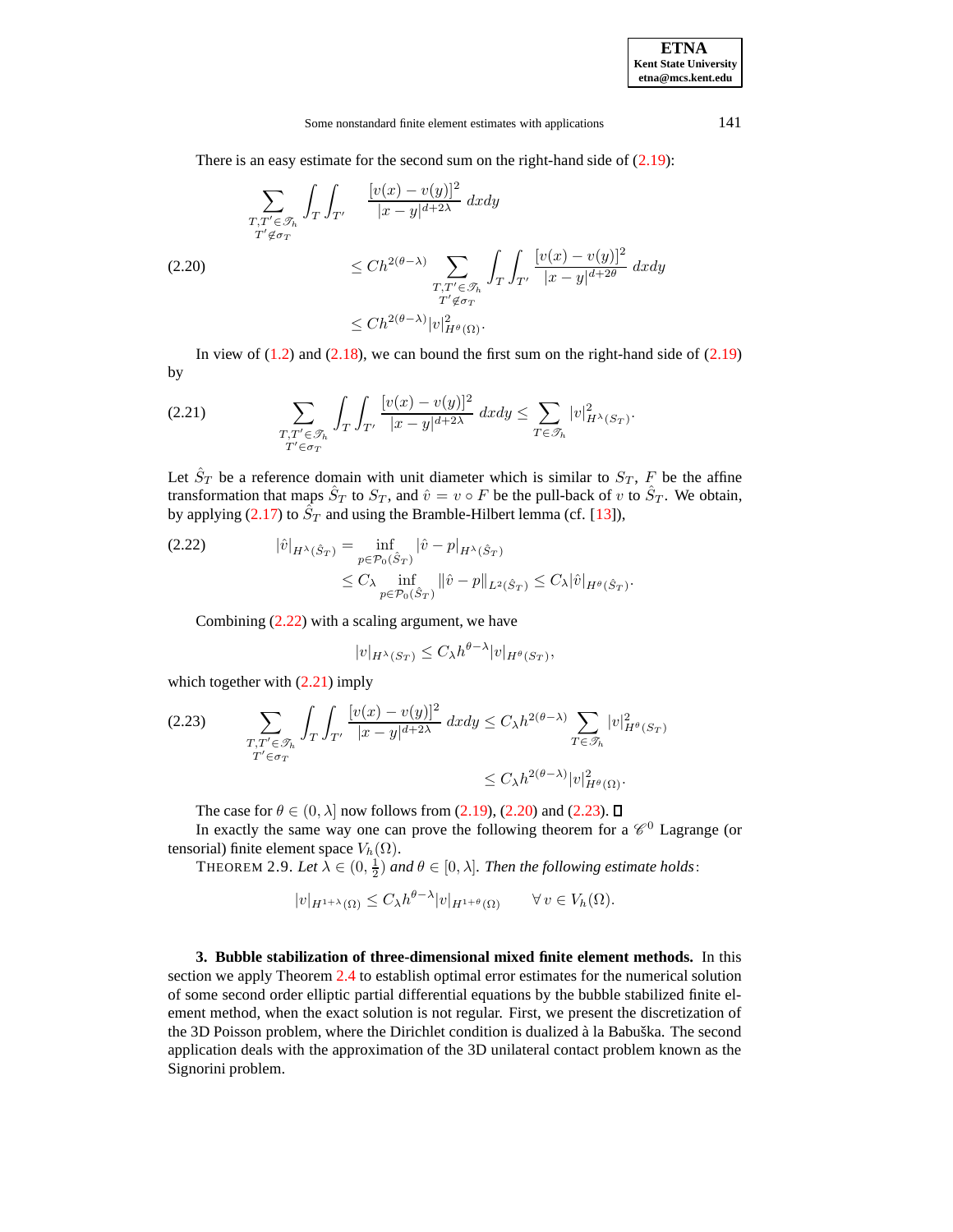There is an easy estimate for the second sum on the right-hand side of (2.19):

$$
\begin{aligned}
\sum_{\substack{T,T' \in \mathscr{T}_h \\ T' \notin \sigma_T}} \int_T \int_{T'} & \frac{[v(x)-v(y)]^2}{|x-y|^{d+2\lambda}}\, dxdy \\
&\le C h^{2(\theta-\lambda)} \sum_{\substack{T,T' \in \mathscr{T}_h \\ T' \notin \sigma_T}} \int_T \int_{T'} \frac{[v(x)-v(y)]^2}{|x-y|^{d+2\theta}}\, dxdy \\
&\le C h^{2(\theta-\lambda)} |v|^2_{H^\theta(\Omega)}.
\end{aligned}
\tag{2.20}
$$

In view of (1.2) and (2.18), we can bound the first sum on the right-hand side of (2.19) by

$$
\sum_{\substack{T,T' \in \mathscr{T}_h \\ T' \in \sigma_T}} \int_T \int_{T'} \frac{[v(x)-v(y)]^2}{|x-y|^{d+2\lambda}}\, dxdy \le \sum_{T \in \mathscr{T}_h} |v|^2_{H^\lambda(S_T)}.
\tag{2.21}
$$

Let $\hat{S}_T$ be a reference domain with unit diameter which is similar to $S_T$, $F$ be the affine transformation that maps $\hat{S}_T$ to $S_T$, and $\hat{v} = v \circ F$ be the pull-back of $v$ to $\hat{S}_T$. We obtain, by applying (2.17) to $\hat{S}_T$ and using the Bramble-Hilbert lemma (cf. [13]),

$$
\begin{aligned}
|\hat{v}|_{H^\lambda(\hat{S}_T)} &= \inf_{p \in \mathcal{P}_0(\hat{S}_T)} |\hat{v} - p|_{H^\lambda(\hat{S}_T)} \\
&\le C_\lambda \inf_{p \in \mathcal{P}_0(\hat{S}_T)} \|\hat{v} - p\|_{L^2(\hat{S}_T)} \le C_\lambda |\hat{v}|_{H^\theta(\hat{S}_T)}.
\end{aligned}
\tag{2.22}
$$

Combining (2.22) with a scaling argument, we have

$$
|v|_{H^\lambda(S_T)} \le C_\lambda h^{\theta-\lambda} |v|_{H^\theta(S_T)},
$$

which together with (2.21) imply

$$
\begin{aligned}
\sum_{\substack{T,T' \in \mathscr{T}_h \\ T' \in \sigma_T}} \int_T \int_{T'} \frac{[v(x)-v(y)]^2}{|x-y|^{d+2\lambda}}\, dxdy &\le C_\lambda h^{2(\theta-\lambda)} \sum_{T \in \mathscr{T}_h} |v|^2_{H^\theta(S_T)} \\
&\le C_\lambda h^{2(\theta-\lambda)} |v|^2_{H^\theta(\Omega)}.
\end{aligned}
\tag{2.23}
$$

The case for $\theta \in (0, \lambda]$ now follows from (2.19), (2.20) and (2.23). ◻

In exactly the same way one can prove the following theorem for a $\mathscr{C}^0$ Lagrange (or tensorial) finite element space $V_h(\Omega)$.

THEOREM 2.9. *Let* $\lambda \in (0, \frac{1}{2})$ *and* $\theta \in [0, \lambda]$. *Then the following estimate holds*:

$$
|v|_{H^{1+\lambda}(\Omega)} \le C_\lambda h^{\theta-\lambda} |v|_{H^{1+\theta}(\Omega)} \qquad \forall\, v \in V_h(\Omega).
$$

**3. Bubble stabilization of three-dimensional mixed finite element methods.** In this section we apply Theorem 2.4 to establish optimal error estimates for the numerical solution of some second order elliptic partial differential equations by the bubble stabilized finite element method, when the exact solution is not regular. First, we present the discretization of the 3D Poisson problem, where the Dirichlet condition is dualized à la Babuška. The second application deals with the approximation of the 3D unilateral contact problem known as the Signorini problem.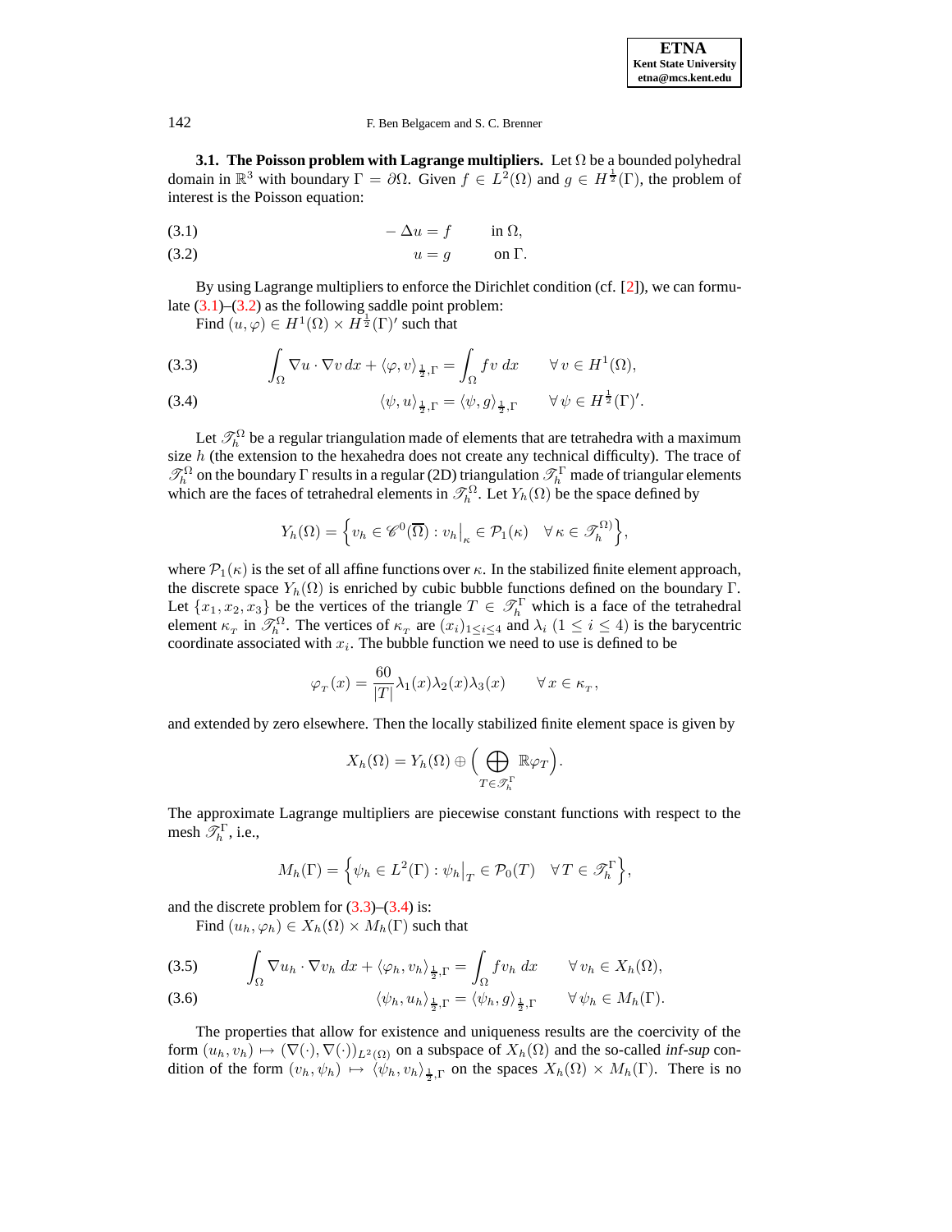**3.1. The Poisson problem with Lagrange multipliers.** Let $\Omega$ be a bounded polyhedral domain in $\mathbb{R}^3$ with boundary $\Gamma = \partial\Omega$. Given $f \in L^2(\Omega)$ and $g \in H^{\frac{1}{2}}(\Gamma)$, the problem of interest is the Poisson equation:

$$-\Delta u = f \qquad \text{in } \Omega, \tag{3.1}$$

$$u = g \qquad \text{on } \Gamma. \tag{3.2}$$

By using Lagrange multipliers to enforce the Dirichlet condition (cf. [2]), we can formulate (3.1)–(3.2) as the following saddle point problem:

Find $(u, \varphi) \in H^1(\Omega) \times H^{\frac{1}{2}}(\Gamma)'$ such that

$$\int_\Omega \nabla u \cdot \nabla v \, dx + \langle \varphi, v \rangle_{\frac{1}{2},\Gamma} = \int_\Omega f v \, dx \qquad \forall\, v \in H^1(\Omega), \tag{3.3}$$

$$\langle \psi, u \rangle_{\frac{1}{2},\Gamma} = \langle \psi, g \rangle_{\frac{1}{2},\Gamma} \qquad \forall\, \psi \in H^{\frac{1}{2}}(\Gamma)'. \tag{3.4}$$

Let $\mathscr{T}_h^\Omega$ be a regular triangulation made of elements that are tetrahedra with a maximum size $h$ (the extension to the hexahedra does not create any technical difficulty). The trace of $\mathscr{T}_h^\Omega$ on the boundary $\Gamma$ results in a regular (2D) triangulation $\mathscr{T}_h^\Gamma$ made of triangular elements which are the faces of tetrahedral elements in $\mathscr{T}_h^\Omega$. Let $Y_h(\Omega)$ be the space defined by

$$Y_h(\Omega) = \Big\{ v_h \in \mathscr{C}^0(\overline{\Omega}) : v_h\big|_\kappa \in \mathcal{P}_1(\kappa) \quad \forall\, \kappa \in \mathscr{T}_h^\Omega) \Big\},$$

where $\mathcal{P}_1(\kappa)$ is the set of all affine functions over $\kappa$. In the stabilized finite element approach, the discrete space $Y_h(\Omega)$ is enriched by cubic bubble functions defined on the boundary $\Gamma$. Let $\{x_1, x_2, x_3\}$ be the vertices of the triangle $T \in \mathscr{T}_h^\Gamma$ which is a face of the tetrahedral element $\kappa_T$ in $\mathscr{T}_h^\Omega$. The vertices of $\kappa_T$ are $(x_i)_{1\le i\le 4}$ and $\lambda_i$ $(1 \le i \le 4)$ is the barycentric coordinate associated with $x_i$. The bubble function we need to use is defined to be

$$\varphi_T(x) = \frac{60}{|T|} \lambda_1(x)\lambda_2(x)\lambda_3(x) \qquad \forall\, x \in \kappa_T,$$

and extended by zero elsewhere. Then the locally stabilized finite element space is given by

$$X_h(\Omega) = Y_h(\Omega) \oplus \Big( \bigoplus_{T \in \mathscr{T}_h^\Gamma} \mathbb{R}\varphi_T \Big).$$

The approximate Lagrange multipliers are piecewise constant functions with respect to the mesh $\mathscr{T}_h^\Gamma$, i.e.,

$$M_h(\Gamma) = \Big\{ \psi_h \in L^2(\Gamma) : \psi_h\big|_T \in \mathcal{P}_0(T) \quad \forall\, T \in \mathscr{T}_h^\Gamma \Big\},$$

and the discrete problem for (3.3)–(3.4) is:

Find $(u_h, \varphi_h) \in X_h(\Omega) \times M_h(\Gamma)$ such that

$$\int_\Omega \nabla u_h \cdot \nabla v_h \, dx + \langle \varphi_h, v_h \rangle_{\frac{1}{2},\Gamma} = \int_\Omega f v_h \, dx \qquad \forall\, v_h \in X_h(\Omega), \tag{3.5}$$

$$\langle \psi_h, u_h \rangle_{\frac{1}{2},\Gamma} = \langle \psi_h, g \rangle_{\frac{1}{2},\Gamma} \qquad \forall\, \psi_h \in M_h(\Gamma). \tag{3.6}$$

The properties that allow for existence and uniqueness results are the coercivity of the form $(u_h, v_h) \mapsto (\nabla(\cdot), \nabla(\cdot))_{L^2(\Omega)}$ on a subspace of $X_h(\Omega)$ and the so-called *inf-sup* condition of the form $(v_h, \psi_h) \mapsto \langle \psi_h, v_h \rangle_{\frac{1}{2},\Gamma}$ on the spaces $X_h(\Omega) \times M_h(\Gamma)$. There is no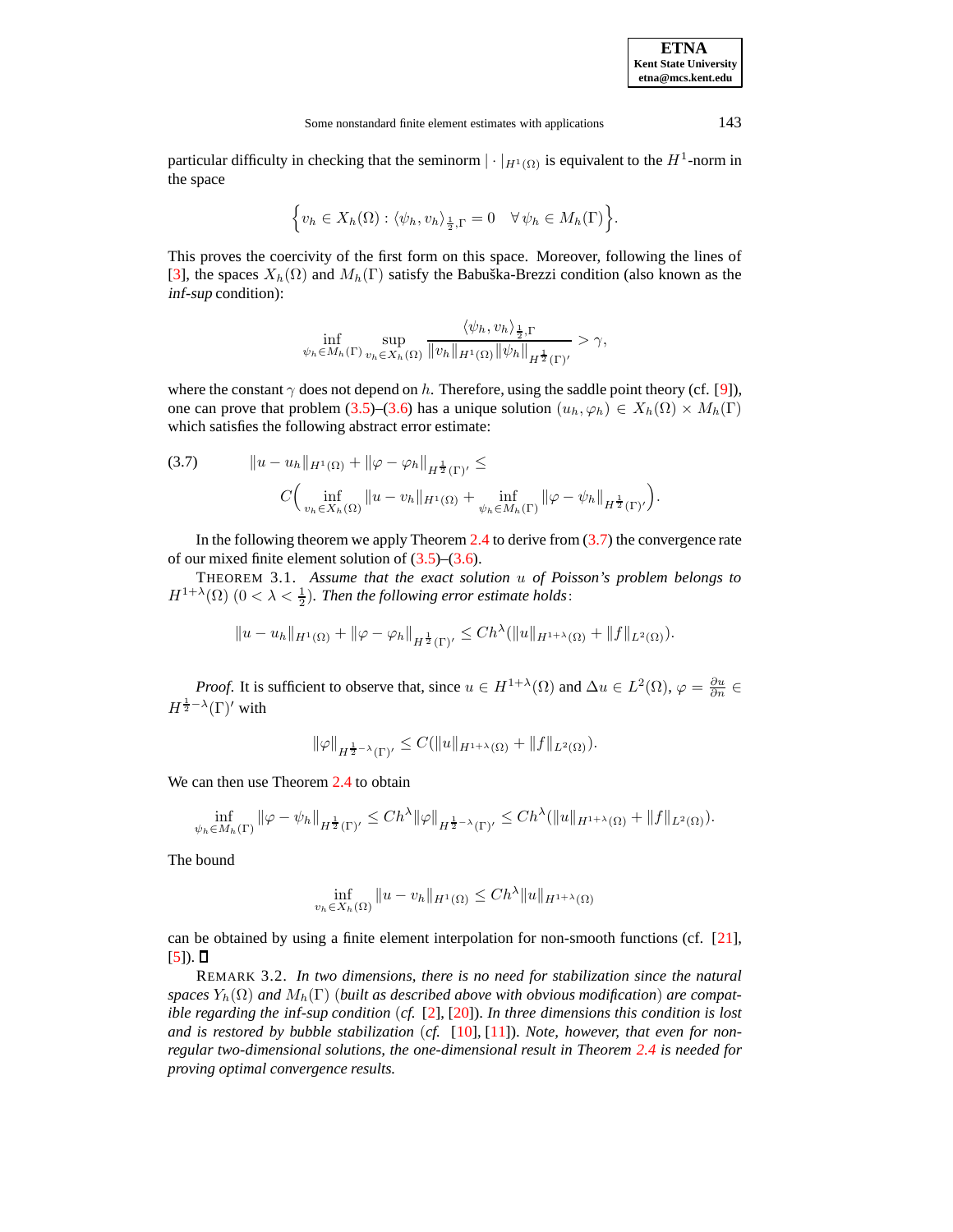particular difficulty in checking that the seminorm $|\cdot|_{H^1(\Omega)}$ is equivalent to the $H^1$-norm in the space

$$\Big\{ v_h \in X_h(\Omega) : \langle \psi_h, v_h \rangle_{\frac{1}{2},\Gamma} = 0 \quad \forall\, \psi_h \in M_h(\Gamma) \Big\}.$$

This proves the coercivity of the first form on this space. Moreover, following the lines of [3], the spaces $X_h(\Omega)$ and $M_h(\Gamma)$ satisfy the Babuška-Brezzi condition (also known as the *inf-sup* condition):

$$\inf_{\psi_h \in M_h(\Gamma)} \sup_{v_h \in X_h(\Omega)} \frac{\langle \psi_h, v_h \rangle_{\frac{1}{2},\Gamma}}{\|v_h\|_{H^1(\Omega)} \|\psi_h\|_{H^{\frac{1}{2}}(\Gamma)'}} > \gamma,$$

where the constant $\gamma$ does not depend on $h$. Therefore, using the saddle point theory (cf. [9]), one can prove that problem (3.5)–(3.6) has a unique solution $(u_h, \varphi_h) \in X_h(\Omega) \times M_h(\Gamma)$ which satisfies the following abstract error estimate:

$$\begin{aligned}(3.7) \qquad \|u - u_h\|_{H^1(\Omega)} + \|\varphi - \varphi_h\|_{H^{\frac{1}{2}}(\Gamma)'} \leq \\ C\Big( \inf_{v_h \in X_h(\Omega)} \|u - v_h\|_{H^1(\Omega)} + \inf_{\psi_h \in M_h(\Gamma)} \|\varphi - \psi_h\|_{H^{\frac{1}{2}}(\Gamma)'} \Big).\end{aligned}$$

In the following theorem we apply Theorem 2.4 to derive from (3.7) the convergence rate of our mixed finite element solution of (3.5)–(3.6).

THEOREM 3.1. *Assume that the exact solution $u$ of Poisson's problem belongs to $H^{1+\lambda}(\Omega)$ $(0 < \lambda < \frac{1}{2})$. Then the following error estimate holds:*

$$\|u - u_h\|_{H^1(\Omega)} + \|\varphi - \varphi_h\|_{H^{\frac{1}{2}}(\Gamma)'} \leq C h^{\lambda} (\|u\|_{H^{1+\lambda}(\Omega)} + \|f\|_{L^2(\Omega)}).$$

*Proof.* It is sufficient to observe that, since $u \in H^{1+\lambda}(\Omega)$ and $\Delta u \in L^2(\Omega)$, $\varphi = \frac{\partial u}{\partial n} \in H^{\frac{1}{2}-\lambda}(\Gamma)'$ with

$$\|\varphi\|_{H^{\frac{1}{2}-\lambda}(\Gamma)'} \leq C(\|u\|_{H^{1+\lambda}(\Omega)} + \|f\|_{L^2(\Omega)}).$$

We can then use Theorem 2.4 to obtain

$$\inf_{\psi_h \in M_h(\Gamma)} \|\varphi - \psi_h\|_{H^{\frac{1}{2}}(\Gamma)'} \leq C h^{\lambda} \|\varphi\|_{H^{\frac{1}{2}-\lambda}(\Gamma)'} \leq C h^{\lambda} (\|u\|_{H^{1+\lambda}(\Omega)} + \|f\|_{L^2(\Omega)}).$$

The bound

$$\inf_{v_h \in X_h(\Omega)} \|u - v_h\|_{H^1(\Omega)} \leq C h^{\lambda} \|u\|_{H^{1+\lambda}(\Omega)}$$

can be obtained by using a finite element interpolation for non-smooth functions (cf. [21], [5]). ∎

REMARK 3.2. *In two dimensions, there is no need for stabilization since the natural spaces $Y_h(\Omega)$ and $M_h(\Gamma)$ (built as described above with obvious modification) are compatible regarding the inf-sup condition (cf. [2], [20]). In three dimensions this condition is lost and is restored by bubble stabilization (cf. [10], [11]). Note, however, that even for non-regular two-dimensional solutions, the one-dimensional result in Theorem 2.4 is needed for proving optimal convergence results.*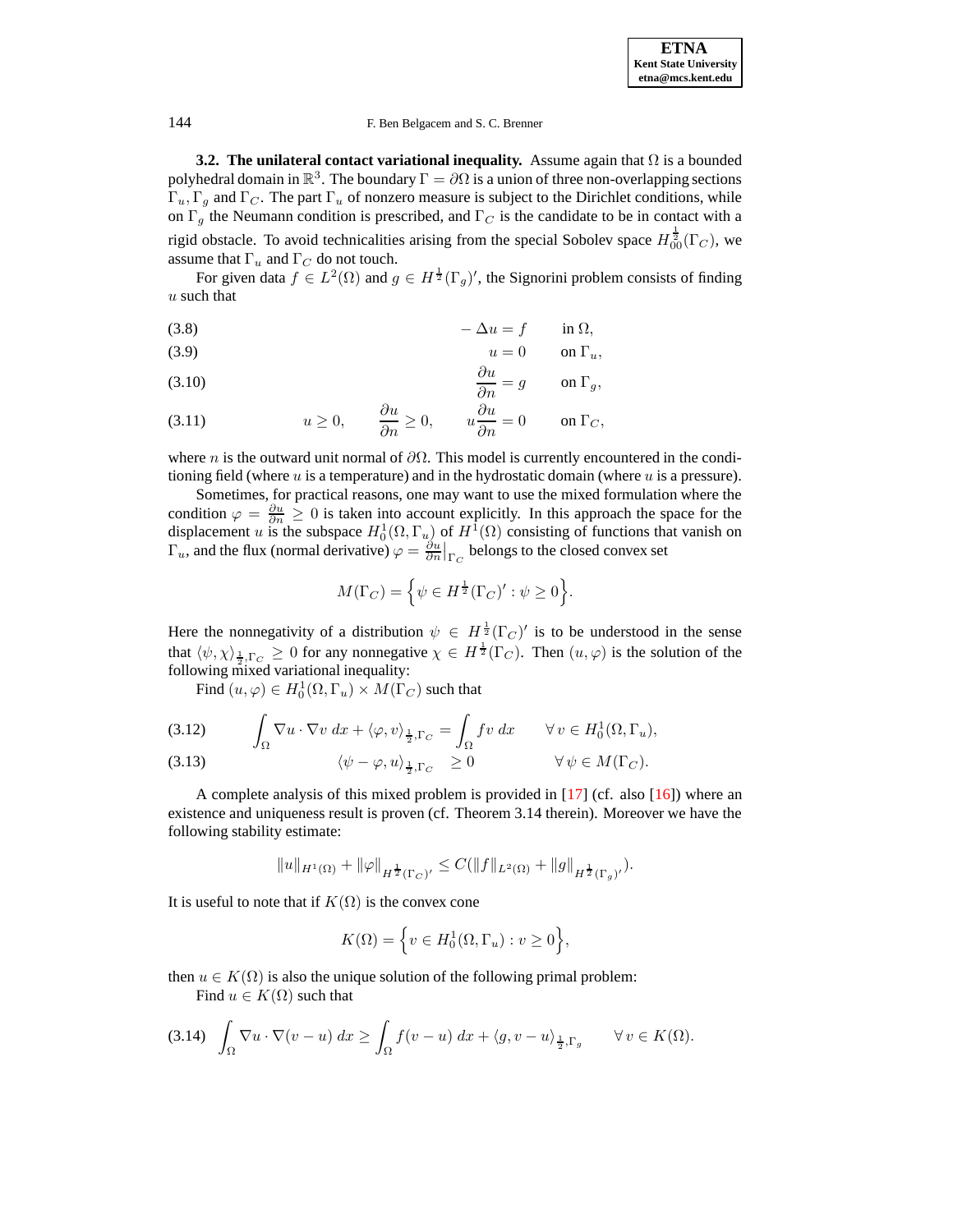**3.2. The unilateral contact variational inequality.** Assume again that $\Omega$ is a bounded polyhedral domain in $\mathbb{R}^3$. The boundary $\Gamma = \partial\Omega$ is a union of three non-overlapping sections $\Gamma_u, \Gamma_g$ and $\Gamma_C$. The part $\Gamma_u$ of nonzero measure is subject to the Dirichlet conditions, while on $\Gamma_g$ the Neumann condition is prescribed, and $\Gamma_C$ is the candidate to be in contact with a rigid obstacle. To avoid technicalities arising from the special Sobolev space $H_{00}^{\frac{1}{2}}(\Gamma_C)$, we assume that $\Gamma_u$ and $\Gamma_C$ do not touch.

For given data $f \in L^2(\Omega)$ and $g \in H^{\frac{1}{2}}(\Gamma_g)'$, the Signorini problem consists of finding $u$ such that

$$
-\Delta u = f \qquad \text{in } \Omega, \tag{3.8}
$$

$$
u = 0 \qquad \text{on } \Gamma_u, \tag{3.9}
$$

$$
\frac{\partial u}{\partial n} = g \qquad \text{on } \Gamma_g, \tag{3.10}
$$

$$
u \geq 0, \qquad \frac{\partial u}{\partial n} \geq 0, \qquad u\frac{\partial u}{\partial n} = 0 \qquad \text{on } \Gamma_C, \tag{3.11}
$$

where $n$ is the outward unit normal of $\partial\Omega$. This model is currently encountered in the conditioning field (where $u$ is a temperature) and in the hydrostatic domain (where $u$ is a pressure).

Sometimes, for practical reasons, one may want to use the mixed formulation where the condition $\varphi = \frac{\partial u}{\partial n} \geq 0$ is taken into account explicitly. In this approach the space for the displacement $u$ is the subspace $H_0^1(\Omega, \Gamma_u)$ of $H^1(\Omega)$ consisting of functions that vanish on $\Gamma_u$, and the flux (normal derivative) $\varphi = \frac{\partial u}{\partial n}|_{\Gamma_C}$ belongs to the closed convex set

$$
M(\Gamma_C) = \Big\{ \psi \in H^{\frac{1}{2}}(\Gamma_C)' : \psi \geq 0 \Big\}.
$$

Here the nonnegativity of a distribution $\psi \in H^{\frac{1}{2}}(\Gamma_C)'$ is to be understood in the sense that $\langle \psi, \chi \rangle_{\frac{1}{2},\Gamma_C} \geq 0$ for any nonnegative $\chi \in H^{\frac{1}{2}}(\Gamma_C)$. Then $(u, \varphi)$ is the solution of the following mixed variational inequality:

Find $(u, \varphi) \in H_0^1(\Omega, \Gamma_u) \times M(\Gamma_C)$ such that

$$
\int_\Omega \nabla u \cdot \nabla v \; dx + \langle \varphi, v \rangle_{\frac{1}{2},\Gamma_C} = \int_\Omega f v \; dx \qquad \forall\, v \in H_0^1(\Omega, \Gamma_u), \tag{3.12}
$$

$$
\langle \psi - \varphi, u \rangle_{\frac{1}{2},\Gamma_C} \geq 0 \qquad \forall\, \psi \in M(\Gamma_C). \tag{3.13}
$$

A complete analysis of this mixed problem is provided in [17] (cf. also [16]) where an existence and uniqueness result is proven (cf. Theorem 3.14 therein). Moreover we have the following stability estimate:

$$
\|u\|_{H^1(\Omega)} + \|\varphi\|_{H^{\frac{1}{2}}(\Gamma_C)'} \leq C(\|f\|_{L^2(\Omega)} + \|g\|_{H^{\frac{1}{2}}(\Gamma_g)'}).
$$

It is useful to note that if $K(\Omega)$ is the convex cone

$$
K(\Omega) = \Big\{ v \in H_0^1(\Omega, \Gamma_u) : v \geq 0 \Big\},
$$

then $u \in K(\Omega)$ is also the unique solution of the following primal problem:

Find $u \in K(\Omega)$ such that

$$
\int_\Omega \nabla u \cdot \nabla(v - u) \; dx \geq \int_\Omega f(v - u) \; dx + \langle g, v - u \rangle_{\frac{1}{2},\Gamma_g} \qquad \forall\, v \in K(\Omega). \tag{3.14}
$$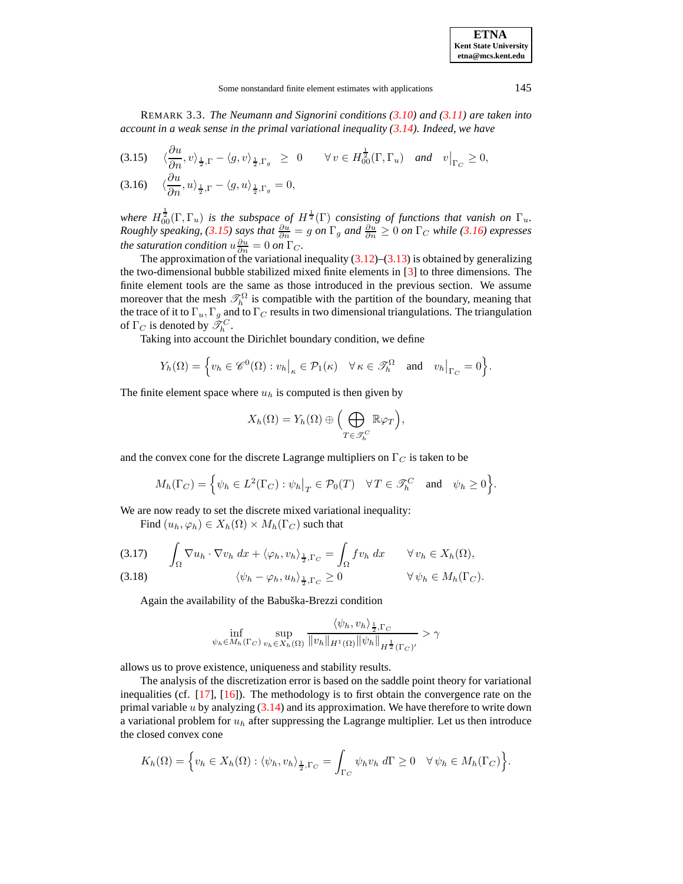REMARK 3.3. *The Neumann and Signorini conditions (3.10) and (3.11) are taken into account in a weak sense in the primal variational inequality (3.14). Indeed, we have*

$$
\langle \frac{\partial u}{\partial n}, v\rangle_{\frac{1}{2},\Gamma} - \langle g, v\rangle_{\frac{1}{2},\Gamma_g} \;\geq\; 0 \qquad \forall\, v \in H^{\frac{1}{2}}_{00}(\Gamma,\Gamma_u) \quad \textit{and} \quad v\big|_{\Gamma_C} \geq 0, \tag{3.15}
$$

$$
\langle \frac{\partial u}{\partial n}, u\rangle_{\frac{1}{2},\Gamma} - \langle g, u\rangle_{\frac{1}{2},\Gamma_g} = 0, \tag{3.16}
$$

*where $H^{\frac{1}{2}}_{00}(\Gamma,\Gamma_u)$ is the subspace of $H^{\frac{1}{2}}(\Gamma)$ consisting of functions that vanish on $\Gamma_u$. Roughly speaking, (3.15) says that $\frac{\partial u}{\partial n} = g$ on $\Gamma_g$ and $\frac{\partial u}{\partial n} \geq 0$ on $\Gamma_C$ while (3.16) expresses the saturation condition $u\frac{\partial u}{\partial n} = 0$ on $\Gamma_C$.*

The approximation of the variational inequality (3.12)–(3.13) is obtained by generalizing the two-dimensional bubble stabilized mixed finite elements in [3] to three dimensions. The finite element tools are the same as those introduced in the previous section. We assume moreover that the mesh $\mathscr{T}_h^{\Omega}$ is compatible with the partition of the boundary, meaning that the trace of it to $\Gamma_u, \Gamma_g$ and to $\Gamma_C$ results in two dimensional triangulations. The triangulation of $\Gamma_C$ is denoted by $\mathscr{T}_h^{C}$.

Taking into account the Dirichlet boundary condition, we define

$$
Y_h(\Omega) = \Big\{ v_h \in \mathscr{C}^0(\Omega) : v_h\big|_{\kappa} \in \mathcal{P}_1(\kappa) \quad \forall\, \kappa \in \mathscr{T}_h^{\Omega} \quad \text{and} \quad v_h\big|_{\Gamma_C} = 0 \Big\}.
$$

The finite element space where $u_h$ is computed is then given by

$$
X_h(\Omega) = Y_h(\Omega) \oplus \Big( \bigoplus_{T \in \mathscr{T}_h^{C}} \mathbb{R}\varphi_T \Big),
$$

and the convex cone for the discrete Lagrange multipliers on $\Gamma_C$ is taken to be

$$
M_h(\Gamma_C) = \Big\{ \psi_h \in L^2(\Gamma_C) : \psi_h\big|_{T} \in \mathcal{P}_0(T) \quad \forall\, T \in \mathscr{T}_h^{C} \quad \text{and} \quad \psi_h \geq 0 \Big\}.
$$

We are now ready to set the discrete mixed variational inequality:

Find $(u_h, \varphi_h) \in X_h(\Omega) \times M_h(\Gamma_C)$ such that

$$
\int_{\Omega} \nabla u_h \cdot \nabla v_h \, dx + \langle \varphi_h, v_h\rangle_{\frac{1}{2},\Gamma_C} = \int_{\Omega} f v_h \, dx \qquad \forall\, v_h \in X_h(\Omega), \tag{3.17}
$$

$$
\langle \psi_h - \varphi_h, u_h\rangle_{\frac{1}{2},\Gamma_C} \geq 0 \qquad \forall\, \psi_h \in M_h(\Gamma_C). \tag{3.18}
$$

Again the availability of the Babuška-Brezzi condition

$$
\inf_{\psi_h \in M_h(\Gamma_C)} \sup_{v_h \in X_h(\Omega)} \frac{\langle \psi_h, v_h\rangle_{\frac{1}{2},\Gamma_C}}{\|v_h\|_{H^1(\Omega)} \|\psi_h\|_{H^{\frac{1}{2}}(\Gamma_C)'}} > \gamma
$$

allows us to prove existence, uniqueness and stability results.

The analysis of the discretization error is based on the saddle point theory for variational inequalities (cf. [17], [16]). The methodology is to first obtain the convergence rate on the primal variable $u$ by analyzing (3.14) and its approximation. We have therefore to write down a variational problem for $u_h$ after suppressing the Lagrange multiplier. Let us then introduce the closed convex cone

$$
K_h(\Omega) = \Big\{ v_h \in X_h(\Omega) : \langle \psi_h, v_h\rangle_{\frac{1}{2},\Gamma_C} = \int_{\Gamma_C} \psi_h v_h \, d\Gamma \geq 0 \quad \forall\, \psi_h \in M_h(\Gamma_C) \Big\}.
$$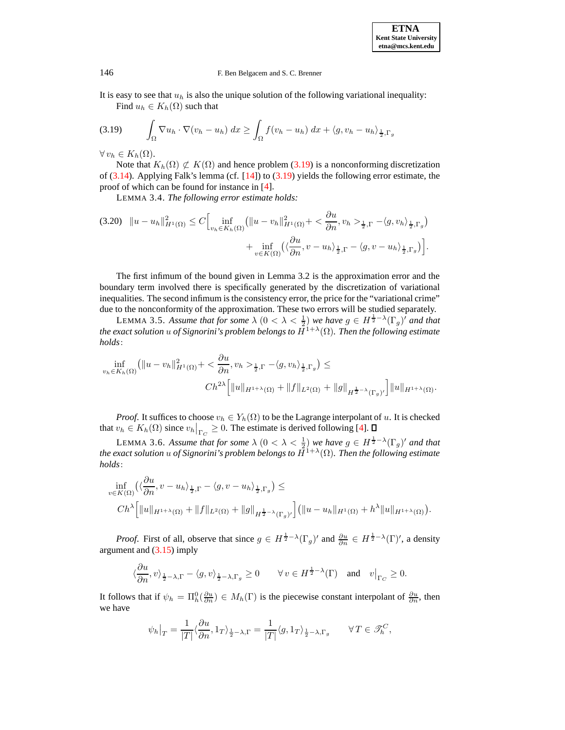It is easy to see that $u_h$ is also the unique solution of the following variational inequality:

Find $u_h \in K_h(\Omega)$ such that

$$
\int_\Omega \nabla u_h \cdot \nabla(v_h - u_h)\, dx \geq \int_\Omega f(v_h - u_h)\, dx + \langle g, v_h - u_h\rangle_{\frac{1}{2},\Gamma_g} \tag{3.19}
$$

$\forall\, v_h \in K_h(\Omega)$.

Note that $K_h(\Omega) \not\subset K(\Omega)$ and hence problem (3.19) is a nonconforming discretization of (3.14). Applying Falk's lemma (cf. [14]) to (3.19) yields the following error estimate, the proof of which can be found for instance in [4].

LEMMA 3.4. *The following error estimate holds:*

$$
\begin{aligned}
\|u-u_h\|^2_{H^1(\Omega)} \leq C\Big[&\inf_{v_h\in K_h(\Omega)}\big(\|u-v_h\|^2_{H^1(\Omega)} + <\frac{\partial u}{\partial n}, v_h>_{\frac{1}{2},\Gamma} - \langle g, v_h\rangle_{\frac{1}{2},\Gamma_g}\big)\\
&+ \inf_{v\in K(\Omega)}\big(\langle\frac{\partial u}{\partial n}, v-u_h\rangle_{\frac{1}{2},\Gamma} - \langle g, v-u_h\rangle_{\frac{1}{2},\Gamma_g}\big)\Big].
\end{aligned} \tag{3.20}
$$

The first infimum of the bound given in Lemma 3.2 is the approximation error and the boundary term involved there is specifically generated by the discretization of variational inequalities. The second infimum is the consistency error, the price for the "variational crime" due to the nonconformity of the approximation. These two errors will be studied separately.

LEMMA 3.5. *Assume that for some $\lambda$ $(0<\lambda<\frac{1}{2})$ we have $g \in H^{\frac{1}{2}-\lambda}(\Gamma_g)'$ and that the exact solution $u$ of Signorini's problem belongs to $H^{1+\lambda}(\Omega)$. Then the following estimate holds*:

$$
\begin{aligned}
\inf_{v_h\in K_h(\Omega)}\big(\|u-v_h\|^2_{H^1(\Omega)} + <\frac{\partial u}{\partial n}, v_h>_{\frac{1}{2},\Gamma} - \langle g, v_h\rangle_{\frac{1}{2},\Gamma_g}\big) \leq\\
Ch^{2\lambda}\Big[\|u\|_{H^{1+\lambda}(\Omega)} + \|f\|_{L^2(\Omega)} + \|g\|_{H^{\frac{1}{2}-\lambda}(\Gamma_g)'}\Big]\|u\|_{H^{1+\lambda}(\Omega)}.
\end{aligned}
$$

*Proof.* It suffices to choose $v_h \in Y_h(\Omega)$ to be the Lagrange interpolant of $u$. It is checked that $v_h \in K_h(\Omega)$ since $v_h\big|_{\Gamma_C} \geq 0$. The estimate is derived following [4]. ◻

LEMMA 3.6. *Assume that for some $\lambda$ $(0<\lambda<\frac{1}{2})$ we have $g \in H^{\frac{1}{2}-\lambda}(\Gamma_g)'$ and that the exact solution $u$ of Signorini's problem belongs to $H^{1+\lambda}(\Omega)$. Then the following estimate holds*:

$$
\begin{aligned}
&\inf_{v\in K(\Omega)}\big(\langle\frac{\partial u}{\partial n}, v-u_h\rangle_{\frac{1}{2},\Gamma} - \langle g, v-u_h\rangle_{\frac{1}{2},\Gamma_g}\big) \leq\\
&Ch^{\lambda}\Big[\|u\|_{H^{1+\lambda}(\Omega)} + \|f\|_{L^2(\Omega)} + \|g\|_{H^{\frac{1}{2}-\lambda}(\Gamma_g)'}\Big]\big(\|u-u_h\|_{H^1(\Omega)} + h^{\lambda}\|u\|_{H^{1+\lambda}(\Omega)}\big).
\end{aligned}
$$

*Proof.* First of all, observe that since $g \in H^{\frac{1}{2}-\lambda}(\Gamma_g)'$ and $\frac{\partial u}{\partial n} \in H^{\frac{1}{2}-\lambda}(\Gamma)'$, a density argument and (3.15) imply

$$
\langle\frac{\partial u}{\partial n}, v\rangle_{\frac{1}{2}-\lambda,\Gamma} - \langle g, v\rangle_{\frac{1}{2}-\lambda,\Gamma_g} \geq 0 \qquad \forall\, v \in H^{\frac{1}{2}-\lambda}(\Gamma) \quad \text{and} \quad v\big|_{\Gamma_C} \geq 0.
$$

It follows that if $\psi_h = \Pi_h^0(\frac{\partial u}{\partial n}) \in M_h(\Gamma)$ is the piecewise constant interpolant of $\frac{\partial u}{\partial n}$, then we have

$$
\psi_h\big|_T = \frac{1}{|T|}\langle\frac{\partial u}{\partial n}, 1_T\rangle_{\frac{1}{2}-\lambda,\Gamma} = \frac{1}{|T|}\langle g, 1_T\rangle_{\frac{1}{2}-\lambda,\Gamma_g} \qquad \forall\, T \in \mathscr{T}_h^C,
$$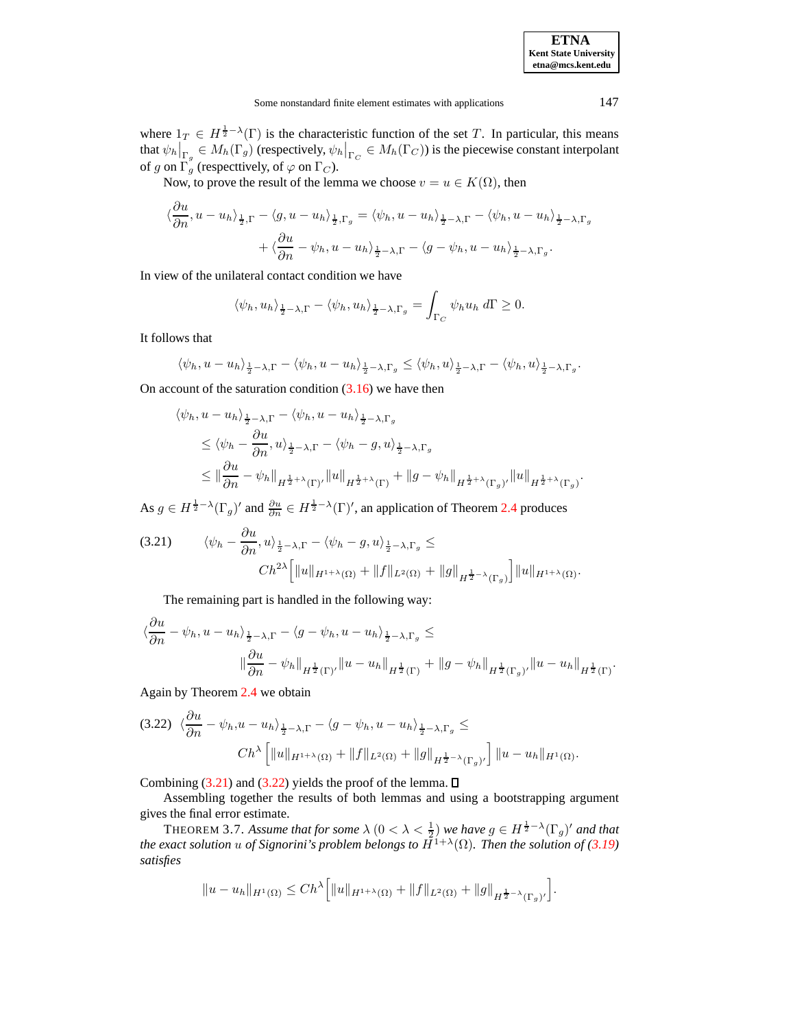where $1_T \in H^{\frac{1}{2}-\lambda}(\Gamma)$ is the characteristic function of the set $T$. In particular, this means that $\psi_h\big|_{\Gamma_g} \in M_h(\Gamma_g)$ (respectively, $\psi_h\big|_{\Gamma_C} \in M_h(\Gamma_C)$) is the piecewise constant interpolant of $g$ on $\Gamma_g$ (respecttively, of $\varphi$ on $\Gamma_C$).

Now, to prove the result of the lemma we choose $v = u \in K(\Omega)$, then

$$\langle \frac{\partial u}{\partial n}, u - u_h \rangle_{\frac{1}{2},\Gamma} - \langle g, u - u_h \rangle_{\frac{1}{2},\Gamma_g} = \langle \psi_h, u - u_h \rangle_{\frac{1}{2}-\lambda,\Gamma} - \langle \psi_h, u - u_h \rangle_{\frac{1}{2}-\lambda,\Gamma_g} + \langle \frac{\partial u}{\partial n} - \psi_h, u - u_h \rangle_{\frac{1}{2}-\lambda,\Gamma} - \langle g - \psi_h, u - u_h \rangle_{\frac{1}{2}-\lambda,\Gamma_g}.$$

In view of the unilateral contact condition we have

$$\langle \psi_h, u_h \rangle_{\frac{1}{2}-\lambda,\Gamma} - \langle \psi_h, u_h \rangle_{\frac{1}{2}-\lambda,\Gamma_g} = \int_{\Gamma_C} \psi_h u_h \, d\Gamma \geq 0.$$

It follows that

$$\langle \psi_h, u - u_h \rangle_{\frac{1}{2}-\lambda,\Gamma} - \langle \psi_h, u - u_h \rangle_{\frac{1}{2}-\lambda,\Gamma_g} \leq \langle \psi_h, u \rangle_{\frac{1}{2}-\lambda,\Gamma} - \langle \psi_h, u \rangle_{\frac{1}{2}-\lambda,\Gamma_g}.$$

On account of the saturation condition (3.16) we have then

$$\begin{aligned}
&\langle \psi_h, u - u_h \rangle_{\frac{1}{2}-\lambda,\Gamma} - \langle \psi_h, u - u_h \rangle_{\frac{1}{2}-\lambda,\Gamma_g} \\
&\leq \langle \psi_h - \frac{\partial u}{\partial n}, u \rangle_{\frac{1}{2}-\lambda,\Gamma} - \langle \psi_h - g, u \rangle_{\frac{1}{2}-\lambda,\Gamma_g} \\
&\leq \| \frac{\partial u}{\partial n} - \psi_h \|_{H^{\frac{1}{2}+\lambda}(\Gamma)'} \|u\|_{H^{\frac{1}{2}+\lambda}(\Gamma)} + \|g - \psi_h\|_{H^{\frac{1}{2}+\lambda}(\Gamma_g)'} \|u\|_{H^{\frac{1}{2}+\lambda}(\Gamma_g)}.
\end{aligned}$$

As $g \in H^{\frac{1}{2}-\lambda}(\Gamma_g)'$ and $\frac{\partial u}{\partial n} \in H^{\frac{1}{2}-\lambda}(\Gamma)'$, an application of Theorem 2.4 produces

$$\langle \psi_h - \frac{\partial u}{\partial n}, u \rangle_{\frac{1}{2}-\lambda,\Gamma} - \langle \psi_h - g, u \rangle_{\frac{1}{2}-\lambda,\Gamma_g} \leq Ch^{2\lambda} \Big[ \|u\|_{H^{1+\lambda}(\Omega)} + \|f\|_{L^2(\Omega)} + \|g\|_{H^{\frac{1}{2}-\lambda}(\Gamma_g)} \Big] \|u\|_{H^{1+\lambda}(\Omega)}. \tag{3.21}$$

The remaining part is handled in the following way:

$$\langle \frac{\partial u}{\partial n} - \psi_h, u - u_h \rangle_{\frac{1}{2}-\lambda,\Gamma} - \langle g - \psi_h, u - u_h \rangle_{\frac{1}{2}-\lambda,\Gamma_g} \leq \| \frac{\partial u}{\partial n} - \psi_h \|_{H^{\frac{1}{2}}(\Gamma)'} \|u - u_h\|_{H^{\frac{1}{2}}(\Gamma)} + \|g - \psi_h\|_{H^{\frac{1}{2}}(\Gamma_g)'} \|u - u_h\|_{H^{\frac{1}{2}}(\Gamma)}.$$

Again by Theorem 2.4 we obtain

$$\langle \frac{\partial u}{\partial n} - \psi_h, u - u_h \rangle_{\frac{1}{2}-\lambda,\Gamma} - \langle g - \psi_h, u - u_h \rangle_{\frac{1}{2}-\lambda,\Gamma_g} \leq Ch^{\lambda} \left[ \|u\|_{H^{1+\lambda}(\Omega)} + \|f\|_{L^2(\Omega)} + \|g\|_{H^{\frac{1}{2}-\lambda}(\Gamma_g)'} \right] \|u - u_h\|_{H^1(\Omega)}. \tag{3.22}$$

Combining (3.21) and (3.22) yields the proof of the lemma. ∎

Assembling together the results of both lemmas and using a bootstrapping argument gives the final error estimate.

THEOREM 3.7. *Assume that for some $\lambda$ ($0 < \lambda < \frac{1}{2}$) we have $g \in H^{\frac{1}{2}-\lambda}(\Gamma_g)'$ and that the exact solution $u$ of Signorini's problem belongs to $H^{1+\lambda}(\Omega)$. Then the solution of (3.19) satisfies*

$$\|u - u_h\|_{H^1(\Omega)} \leq Ch^{\lambda} \Big[ \|u\|_{H^{1+\lambda}(\Omega)} + \|f\|_{L^2(\Omega)} + \|g\|_{H^{\frac{1}{2}-\lambda}(\Gamma_g)'} \Big].$$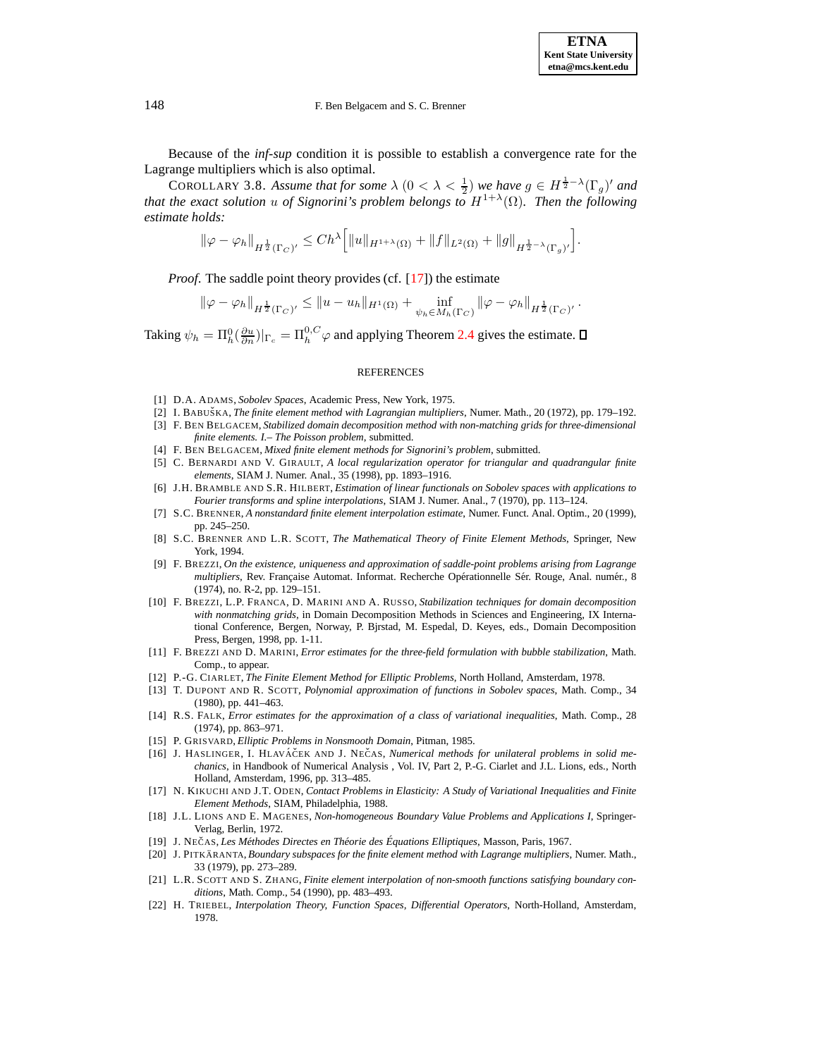Because of the *inf-sup* condition it is possible to establish a convergence rate for the Lagrange multipliers which is also optimal.

COROLLARY 3.8. *Assume that for some $\lambda$ $(0 < \lambda < \frac{1}{2})$ we have $g \in H^{\frac{1}{2}-\lambda}(\Gamma_g)'$ and that the exact solution $u$ of Signorini's problem belongs to $H^{1+\lambda}(\Omega)$. Then the following estimate holds:*

$$\|\varphi - \varphi_h\|_{H^{\frac{1}{2}}(\Gamma_C)'} \leq Ch^{\lambda}\Big[\|u\|_{H^{1+\lambda}(\Omega)} + \|f\|_{L^2(\Omega)} + \|g\|_{H^{\frac{1}{2}-\lambda}(\Gamma_g)'}\Big].$$

*Proof.* The saddle point theory provides (cf. [17]) the estimate

$$\|\varphi - \varphi_h\|_{H^{\frac{1}{2}}(\Gamma_C)'} \leq \|u - u_h\|_{H^1(\Omega)} + \inf_{\psi_h \in M_h(\Gamma_C)} \|\varphi - \varphi_h\|_{H^{\frac{1}{2}}(\Gamma_C)'}.$$

Taking $\psi_h = \Pi_h^0(\frac{\partial u}{\partial n})|_{\Gamma_c} = \Pi_h^{0,C}\varphi$ and applying Theorem 2.4 gives the estimate. ∎

## REFERENCES

[1] D.A. ADAMS, *Sobolev Spaces*, Academic Press, New York, 1975.

[2] I. BABUŠKA, *The finite element method with Lagrangian multipliers*, Numer. Math., 20 (1972), pp. 179–192.

[3] F. BEN BELGACEM, *Stabilized domain decomposition method with non-matching grids for three-dimensional finite elements. I.– The Poisson problem*, submitted.

[4] F. BEN BELGACEM, *Mixed finite element methods for Signorini's problem*, submitted.

[5] C. BERNARDI AND V. GIRAULT, *A local regularization operator for triangular and quadrangular finite elements*, SIAM J. Numer. Anal., 35 (1998), pp. 1893–1916.

[6] J.H. BRAMBLE AND S.R. HILBERT, *Estimation of linear functionals on Sobolev spaces with applications to Fourier transforms and spline interpolations*, SIAM J. Numer. Anal., 7 (1970), pp. 113–124.

[7] S.C. BRENNER, *A nonstandard finite element interpolation estimate*, Numer. Funct. Anal. Optim., 20 (1999), pp. 245–250.

[8] S.C. BRENNER AND L.R. SCOTT, *The Mathematical Theory of Finite Element Methods*, Springer, New York, 1994.

[9] F. BREZZI, *On the existence, uniqueness and approximation of saddle-point problems arising from Lagrange multipliers*, Rev. Française Automat. Informat. Recherche Opérationnelle Sér. Rouge, Anal. numér., 8 (1974), no. R-2, pp. 129–151.

[10] F. BREZZI, L.P. FRANCA, D. MARINI AND A. RUSSO, *Stabilization techniques for domain decomposition with nonmatching grids*, in Domain Decomposition Methods in Sciences and Engineering, IX International Conference, Bergen, Norway, P. Bjrstad, M. Espedal, D. Keyes, eds., Domain Decomposition Press, Bergen, 1998, pp. 1-11.

[11] F. BREZZI AND D. MARINI, *Error estimates for the three-field formulation with bubble stabilization*, Math. Comp., to appear.

[12] P.-G. CIARLET, *The Finite Element Method for Elliptic Problems*, North Holland, Amsterdam, 1978.

[13] T. DUPONT AND R. SCOTT, *Polynomial approximation of functions in Sobolev spaces*, Math. Comp., 34 (1980), pp. 441–463.

[14] R.S. FALK, *Error estimates for the approximation of a class of variational inequalities*, Math. Comp., 28 (1974), pp. 863–971.

[15] P. GRISVARD, *Elliptic Problems in Nonsmooth Domain*, Pitman, 1985.

[16] J. HASLINGER, I. HLAVÁČEK AND J. NEČAS, *Numerical methods for unilateral problems in solid mechanics*, in Handbook of Numerical Analysis , Vol. IV, Part 2, P.-G. Ciarlet and J.L. Lions, eds., North Holland, Amsterdam, 1996, pp. 313–485.

[17] N. KIKUCHI AND J.T. ODEN, *Contact Problems in Elasticity: A Study of Variational Inequalities and Finite Element Methods*, SIAM, Philadelphia, 1988.

[18] J.L. LIONS AND E. MAGENES, *Non-homogeneous Boundary Value Problems and Applications I*, Springer-Verlag, Berlin, 1972.

[19] J. NEČAS, *Les Méthodes Directes en Théorie des Équations Elliptiques*, Masson, Paris, 1967.

[20] J. PITKÄRANTA, *Boundary subspaces for the finite element method with Lagrange multipliers*, Numer. Math., 33 (1979), pp. 273–289.

[21] L.R. SCOTT AND S. ZHANG, *Finite element interpolation of non-smooth functions satisfying boundary conditions*, Math. Comp., 54 (1990), pp. 483–493.

[22] H. TRIEBEL, *Interpolation Theory, Function Spaces, Differential Operators*, North-Holland, Amsterdam, 1978.